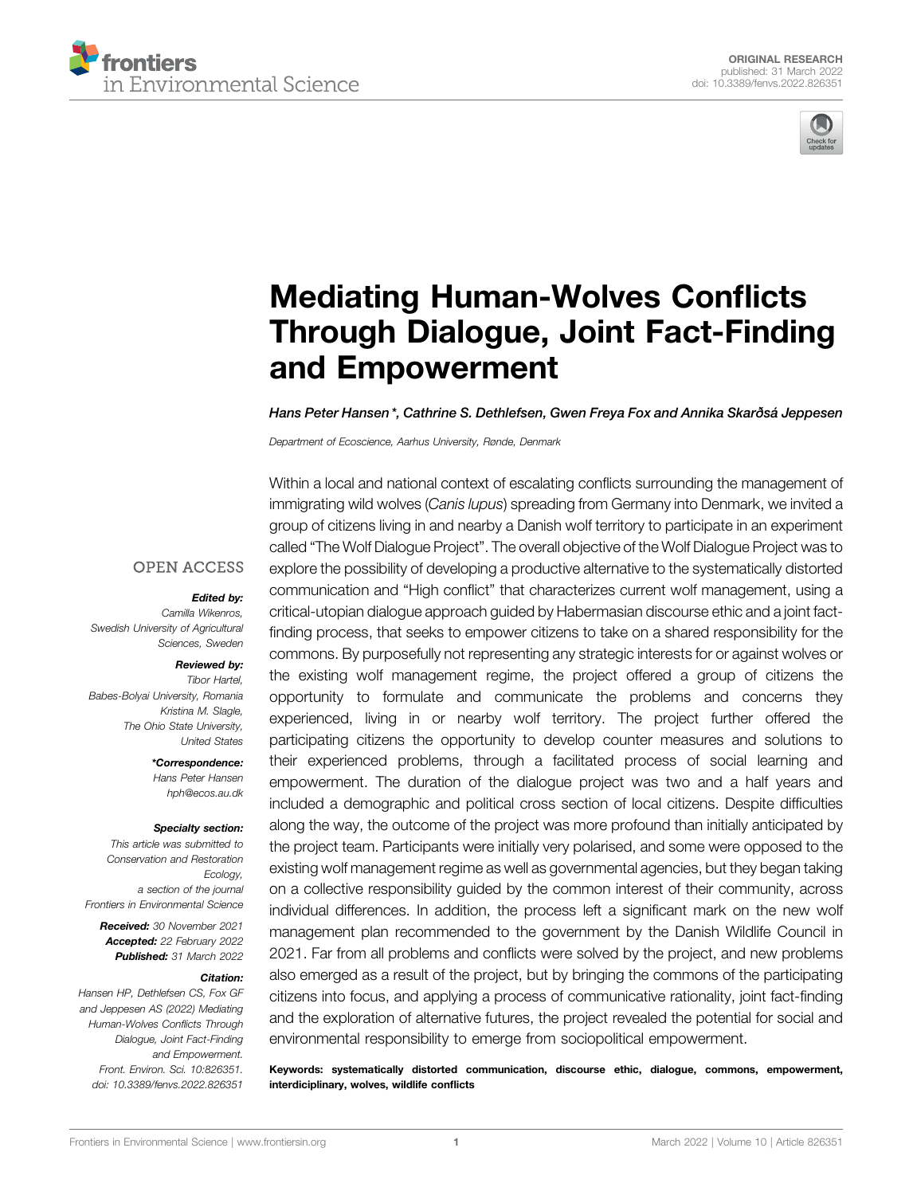ORIGINAL RESEARCH
published: 31 March 2022
doi: 10.3389/fenvs.2022.826351

# Mediating Human-Wolves Conflicts Through Dialogue, Joint Fact-Finding and Empowerment

*Hans Peter Hansen\*, Cathrine S. Dethlefsen, Gwen Freya Fox and Annika Skarðsá Jeppesen*

*Department of Ecoscience, Aarhus University, Rønde, Denmark*

Within a local and national context of escalating conflicts surrounding the management of immigrating wild wolves (*Canis lupus*) spreading from Germany into Denmark, we invited a group of citizens living in and nearby a Danish wolf territory to participate in an experiment called "The Wolf Dialogue Project". The overall objective of the Wolf Dialogue Project was to explore the possibility of developing a productive alternative to the systematically distorted communication and "High conflict" that characterizes current wolf management, using a critical-utopian dialogue approach guided by Habermasian discourse ethic and a joint fact-finding process, that seeks to empower citizens to take on a shared responsibility for the commons. By purposefully not representing any strategic interests for or against wolves or the existing wolf management regime, the project offered a group of citizens the opportunity to formulate and communicate the problems and concerns they experienced, living in or nearby wolf territory. The project further offered the participating citizens the opportunity to develop counter measures and solutions to their experienced problems, through a facilitated process of social learning and empowerment. The duration of the dialogue project was two and a half years and included a demographic and political cross section of local citizens. Despite difficulties along the way, the outcome of the project was more profound than initially anticipated by the project team. Participants were initially very polarised, and some were opposed to the existing wolf management regime as well as governmental agencies, but they began taking on a collective responsibility guided by the common interest of their community, across individual differences. In addition, the process left a significant mark on the new wolf management plan recommended to the government by the Danish Wildlife Council in 2021. Far from all problems and conflicts were solved by the project, and new problems also emerged as a result of the project, but by bringing the commons of the participating citizens into focus, and applying a process of communicative rationality, joint fact-finding and the exploration of alternative futures, the project revealed the potential for social and environmental responsibility to emerge from sociopolitical empowerment.

**Keywords: systematically distorted communication, discourse ethic, dialogue, commons, empowerment, interdisciplinary, wolves, wildlife conflicts**

OPEN ACCESS

***Edited by:***
*Camilla Wikenros, Swedish University of Agricultural Sciences, Sweden*

***Reviewed by:***
*Tibor Hartel, Babes-Bolyai University, Romania*
*Kristina M. Slagle, The Ohio State University, United States*

***\*Correspondence:***
*Hans Peter Hansen*
*hph@ecos.au.dk*

***Specialty section:***
*This article was submitted to Conservation and Restoration Ecology, a section of the journal Frontiers in Environmental Science*

***Received:*** *30 November 2021*
***Accepted:*** *22 February 2022*
***Published:*** *31 March 2022*

***Citation:***
*Hansen HP, Dethlefsen CS, Fox GF and Jeppesen AS (2022) Mediating Human-Wolves Conflicts Through Dialogue, Joint Fact-Finding and Empowerment. Front. Environ. Sci. 10:826351. doi: 10.3389/fenvs.2022.826351*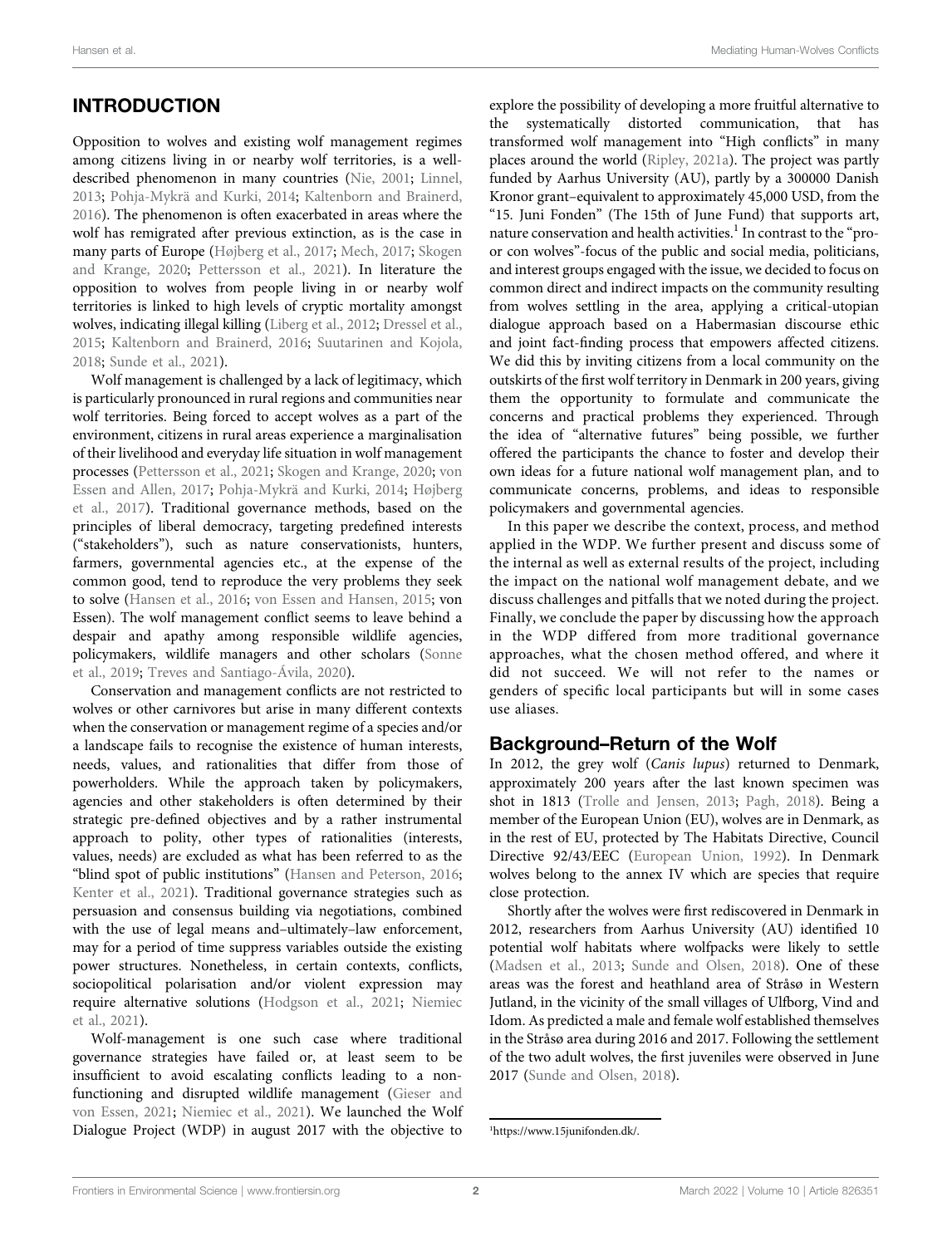## INTRODUCTION

Opposition to wolves and existing wolf management regimes among citizens living in or nearby wolf territories, is a well-described phenomenon in many countries (Nie, 2001; Linnel, 2013; Pohja-Mykrä and Kurki, 2014; Kaltenborn and Brainerd, 2016). The phenomenon is often exacerbated in areas where the wolf has remigrated after previous extinction, as is the case in many parts of Europe (Højberg et al., 2017; Mech, 2017; Skogen and Krange, 2020; Pettersson et al., 2021). In literature the opposition to wolves from people living in or nearby wolf territories is linked to high levels of cryptic mortality amongst wolves, indicating illegal killing (Liberg et al., 2012; Dressel et al., 2015; Kaltenborn and Brainerd, 2016; Suutarinen and Kojola, 2018; Sunde et al., 2021).

Wolf management is challenged by a lack of legitimacy, which is particularly pronounced in rural regions and communities near wolf territories. Being forced to accept wolves as a part of the environment, citizens in rural areas experience a marginalisation of their livelihood and everyday life situation in wolf management processes (Pettersson et al., 2021; Skogen and Krange, 2020; von Essen and Allen, 2017; Pohja-Mykrä and Kurki, 2014; Højberg et al., 2017). Traditional governance methods, based on the principles of liberal democracy, targeting predefined interests ("stakeholders"), such as nature conservationists, hunters, farmers, governmental agencies etc., at the expense of the common good, tend to reproduce the very problems they seek to solve (Hansen et al., 2016; von Essen and Hansen, 2015; von Essen). The wolf management conflict seems to leave behind a despair and apathy among responsible wildlife agencies, policymakers, wildlife managers and other scholars (Sonne et al., 2019; Treves and Santiago-Ávila, 2020).

Conservation and management conflicts are not restricted to wolves or other carnivores but arise in many different contexts when the conservation or management regime of a species and/or a landscape fails to recognise the existence of human interests, needs, values, and rationalities that differ from those of powerholders. While the approach taken by policymakers, agencies and other stakeholders is often determined by their strategic pre-defined objectives and by a rather instrumental approach to polity, other types of rationalities (interests, values, needs) are excluded as what has been referred to as the "blind spot of public institutions" (Hansen and Peterson, 2016; Kenter et al., 2021). Traditional governance strategies such as persuasion and consensus building via negotiations, combined with the use of legal means and–ultimately–law enforcement, may for a period of time suppress variables outside the existing power structures. Nonetheless, in certain contexts, conflicts, sociopolitical polarisation and/or violent expression may require alternative solutions (Hodgson et al., 2021; Niemiec et al., 2021).

Wolf-management is one such case where traditional governance strategies have failed or, at least seem to be insufficient to avoid escalating conflicts leading to a non-functioning and disrupted wildlife management (Gieser and von Essen, 2021; Niemiec et al., 2021). We launched the Wolf Dialogue Project (WDP) in august 2017 with the objective to explore the possibility of developing a more fruitful alternative to the systematically distorted communication, that has transformed wolf management into "High conflicts" in many places around the world (Ripley, 2021a). The project was partly funded by Aarhus University (AU), partly by a 300000 Danish Kronor grant–equivalent to approximately 45,000 USD, from the "15. Juni Fonden" (The 15th of June Fund) that supports art, nature conservation and health activities.[1] In contrast to the "pro- or con wolves"-focus of the public and social media, politicians, and interest groups engaged with the issue, we decided to focus on common direct and indirect impacts on the community resulting from wolves settling in the area, applying a critical-utopian dialogue approach based on a Habermasian discourse ethic and joint fact-finding process that empowers affected citizens. We did this by inviting citizens from a local community on the outskirts of the first wolf territory in Denmark in 200 years, giving them the opportunity to formulate and communicate the concerns and practical problems they experienced. Through the idea of "alternative futures" being possible, we further offered the participants the chance to foster and develop their own ideas for a future national wolf management plan, and to communicate concerns, problems, and ideas to responsible policymakers and governmental agencies.

In this paper we describe the context, process, and method applied in the WDP. We further present and discuss some of the internal as well as external results of the project, including the impact on the national wolf management debate, and we discuss challenges and pitfalls that we noted during the project. Finally, we conclude the paper by discussing how the approach in the WDP differed from more traditional governance approaches, what the chosen method offered, and where it did not succeed. We will not refer to the names or genders of specific local participants but will in some cases use aliases.

### Background–Return of the Wolf

In 2012, the grey wolf (*Canis lupus*) returned to Denmark, approximately 200 years after the last known specimen was shot in 1813 (Trolle and Jensen, 2013; Pagh, 2018). Being a member of the European Union (EU), wolves are in Denmark, as in the rest of EU, protected by The Habitats Directive, Council Directive 92/43/EEC (European Union, 1992). In Denmark wolves belong to the annex IV which are species that require close protection.

Shortly after the wolves were first rediscovered in Denmark in 2012, researchers from Aarhus University (AU) identified 10 potential wolf habitats where wolfpacks were likely to settle (Madsen et al., 2013; Sunde and Olsen, 2018). One of these areas was the forest and heathland area of Stråsø in Western Jutland, in the vicinity of the small villages of Ulfborg, Vind and Idom. As predicted a male and female wolf established themselves in the Stråsø area during 2016 and 2017. Following the settlement of the two adult wolves, the first juveniles were observed in June 2017 (Sunde and Olsen, 2018).

[1] https://www.15junifonden.dk/.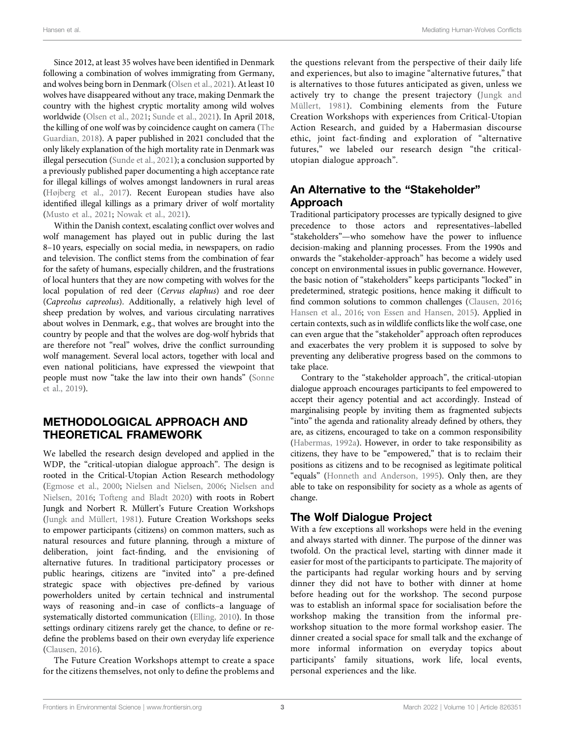Since 2012, at least 35 wolves have been identified in Denmark following a combination of wolves immigrating from Germany, and wolves being born in Denmark (Olsen et al., 2021). At least 10 wolves have disappeared without any trace, making Denmark the country with the highest cryptic mortality among wild wolves worldwide (Olsen et al., 2021; Sunde et al., 2021). In April 2018, the killing of one wolf was by coincidence caught on camera (The Guardian, 2018). A paper published in 2021 concluded that the only likely explanation of the high mortality rate in Denmark was illegal persecution (Sunde et al., 2021); a conclusion supported by a previously published paper documenting a high acceptance rate for illegal killings of wolves amongst landowners in rural areas (Højberg et al., 2017). Recent European studies have also identified illegal killings as a primary driver of wolf mortality (Musto et al., 2021; Nowak et al., 2021).

Within the Danish context, escalating conflict over wolves and wolf management has played out in public during the last 8–10 years, especially on social media, in newspapers, on radio and television. The conflict stems from the combination of fear for the safety of humans, especially children, and the frustrations of local hunters that they are now competing with wolves for the local population of red deer (*Cervus elaphus*) and roe deer (*Capreolus capreolus*). Additionally, a relatively high level of sheep predation by wolves, and various circulating narratives about wolves in Denmark, e.g., that wolves are brought into the country by people and that the wolves are dog-wolf hybrids that are therefore not "real" wolves, drive the conflict surrounding wolf management. Several local actors, together with local and even national politicians, have expressed the viewpoint that people must now "take the law into their own hands" (Sonne et al., 2019).

## METHODOLOGICAL APPROACH AND THEORETICAL FRAMEWORK

We labelled the research design developed and applied in the WDP, the "critical-utopian dialogue approach". The design is rooted in the Critical-Utopian Action Research methodology (Egmose et al., 2000; Nielsen and Nielsen, 2006; Nielsen and Nielsen, 2016; Tofteng and Bladt 2020) with roots in Robert Jungk and Norbert R. Müllert's Future Creation Workshops (Jungk and Müllert, 1981). Future Creation Workshops seeks to empower participants (citizens) on common matters, such as natural resources and future planning, through a mixture of deliberation, joint fact-finding, and the envisioning of alternative futures. In traditional participatory processes or public hearings, citizens are "invited into" a pre-defined strategic space with objectives pre-defined by various powerholders united by certain technical and instrumental ways of reasoning and–in case of conflicts–a language of systematically distorted communication (Elling, 2010). In those settings ordinary citizens rarely get the chance, to define or re-define the problems based on their own everyday life experience (Clausen, 2016).

The Future Creation Workshops attempt to create a space for the citizens themselves, not only to define the problems and the questions relevant from the perspective of their daily life and experiences, but also to imagine "alternative futures," that is alternatives to those futures anticipated as given, unless we actively try to change the present trajectory (Jungk and Müllert, 1981). Combining elements from the Future Creation Workshops with experiences from Critical-Utopian Action Research, and guided by a Habermasian discourse ethic, joint fact-finding and exploration of "alternative futures," we labeled our research design "the critical-utopian dialogue approach".

### An Alternative to the "Stakeholder" Approach

Traditional participatory processes are typically designed to give precedence to those actors and representatives–labelled "stakeholders"—who somehow have the power to influence decision-making and planning processes. From the 1990s and onwards the "stakeholder-approach" has become a widely used concept on environmental issues in public governance. However, the basic notion of "stakeholders" keeps participants "locked" in predetermined, strategic positions, hence making it difficult to find common solutions to common challenges (Clausen, 2016; Hansen et al., 2016; von Essen and Hansen, 2015). Applied in certain contexts, such as in wildlife conflicts like the wolf case, one can even argue that the "stakeholder" approach often reproduces and exacerbates the very problem it is supposed to solve by preventing any deliberative progress based on the commons to take place.

Contrary to the "stakeholder approach", the critical-utopian dialogue approach encourages participants to feel empowered to accept their agency potential and act accordingly. Instead of marginalising people by inviting them as fragmented subjects "into" the agenda and rationality already defined by others, they are, as citizens, encouraged to take on a common responsibility (Habermas, 1992a). However, in order to take responsibility as citizens, they have to be "empowered," that is to reclaim their positions as citizens and to be recognised as legitimate political "equals" (Honneth and Anderson, 1995). Only then, are they able to take on responsibility for society as a whole as agents of change.

### The Wolf Dialogue Project

With a few exceptions all workshops were held in the evening and always started with dinner. The purpose of the dinner was twofold. On the practical level, starting with dinner made it easier for most of the participants to participate. The majority of the participants had regular working hours and by serving dinner they did not have to bother with dinner at home before heading out for the workshop. The second purpose was to establish an informal space for socialisation before the workshop making the transition from the informal pre-workshop situation to the more formal workshop easier. The dinner created a social space for small talk and the exchange of more informal information on everyday topics about participants' family situations, work life, local events, personal experiences and the like.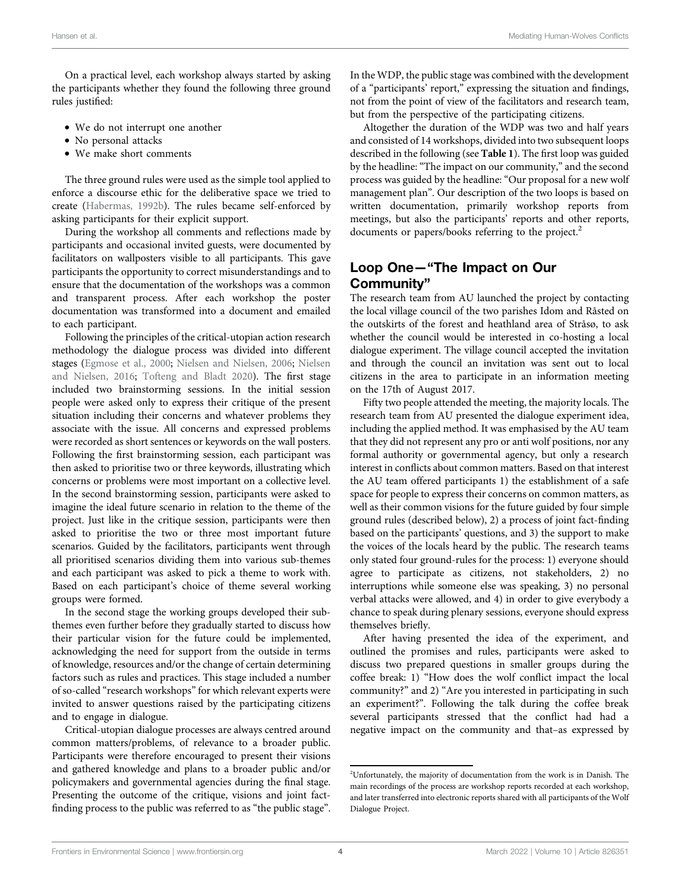On a practical level, each workshop always started by asking the participants whether they found the following three ground rules justified:

- We do not interrupt one another
- No personal attacks
- We make short comments

The three ground rules were used as the simple tool applied to enforce a discourse ethic for the deliberative space we tried to create (Habermas, 1992b). The rules became self-enforced by asking participants for their explicit support.

During the workshop all comments and reflections made by participants and occasional invited guests, were documented by facilitators on wallposters visible to all participants. This gave participants the opportunity to correct misunderstandings and to ensure that the documentation of the workshops was a common and transparent process. After each workshop the poster documentation was transformed into a document and emailed to each participant.

Following the principles of the critical-utopian action research methodology the dialogue process was divided into different stages (Egmose et al., 2000; Nielsen and Nielsen, 2006; Nielsen and Nielsen, 2016; Tofteng and Bladt 2020). The first stage included two brainstorming sessions. In the initial session people were asked only to express their critique of the present situation including their concerns and whatever problems they associate with the issue. All concerns and expressed problems were recorded as short sentences or keywords on the wall posters. Following the first brainstorming session, each participant was then asked to prioritise two or three keywords, illustrating which concerns or problems were most important on a collective level. In the second brainstorming session, participants were asked to imagine the ideal future scenario in relation to the theme of the project. Just like in the critique session, participants were then asked to prioritise the two or three most important future scenarios. Guided by the facilitators, participants went through all prioritised scenarios dividing them into various sub-themes and each participant was asked to pick a theme to work with. Based on each participant's choice of theme several working groups were formed.

In the second stage the working groups developed their sub-themes even further before they gradually started to discuss how their particular vision for the future could be implemented, acknowledging the need for support from the outside in terms of knowledge, resources and/or the change of certain determining factors such as rules and practices. This stage included a number of so-called "research workshops" for which relevant experts were invited to answer questions raised by the participating citizens and to engage in dialogue.

Critical-utopian dialogue processes are always centred around common matters/problems, of relevance to a broader public. Participants were therefore encouraged to present their visions and gathered knowledge and plans to a broader public and/or policymakers and governmental agencies during the final stage. Presenting the outcome of the critique, visions and joint fact-finding process to the public was referred to as "the public stage". In the WDP, the public stage was combined with the development of a "participants' report," expressing the situation and findings, not from the point of view of the facilitators and research team, but from the perspective of the participating citizens.

Altogether the duration of the WDP was two and half years and consisted of 14 workshops, divided into two subsequent loops described in the following (see **Table 1**). The first loop was guided by the headline: "The impact on our community," and the second process was guided by the headline: "Our proposal for a new wolf management plan". Our description of the two loops is based on written documentation, primarily workshop reports from meetings, but also the participants' reports and other reports, documents or papers/books referring to the project.[2]

## Loop One—"The Impact on Our Community"

The research team from AU launched the project by contacting the local village council of the two parishes Idom and Råsted on the outskirts of the forest and heathland area of Stråsø, to ask whether the council would be interested in co-hosting a local dialogue experiment. The village council accepted the invitation and through the council an invitation was sent out to local citizens in the area to participate in an information meeting on the 17th of August 2017.

Fifty two people attended the meeting, the majority locals. The research team from AU presented the dialogue experiment idea, including the applied method. It was emphasised by the AU team that they did not represent any pro or anti wolf positions, nor any formal authority or governmental agency, but only a research interest in conflicts about common matters. Based on that interest the AU team offered participants 1) the establishment of a safe space for people to express their concerns on common matters, as well as their common visions for the future guided by four simple ground rules (described below), 2) a process of joint fact-finding based on the participants' questions, and 3) the support to make the voices of the locals heard by the public. The research teams only stated four ground-rules for the process: 1) everyone should agree to participate as citizens, not stakeholders, 2) no interruptions while someone else was speaking, 3) no personal verbal attacks were allowed, and 4) in order to give everybody a chance to speak during plenary sessions, everyone should express themselves briefly.

After having presented the idea of the experiment, and outlined the promises and rules, participants were asked to discuss two prepared questions in smaller groups during the coffee break: 1) "How does the wolf conflict impact the local community?" and 2) "Are you interested in participating in such an experiment?". Following the talk during the coffee break several participants stressed that the conflict had had a negative impact on the community and that–as expressed by

[2]Unfortunately, the majority of documentation from the work is in Danish. The main recordings of the process are workshop reports recorded at each workshop, and later transferred into electronic reports shared with all participants of the Wolf Dialogue Project.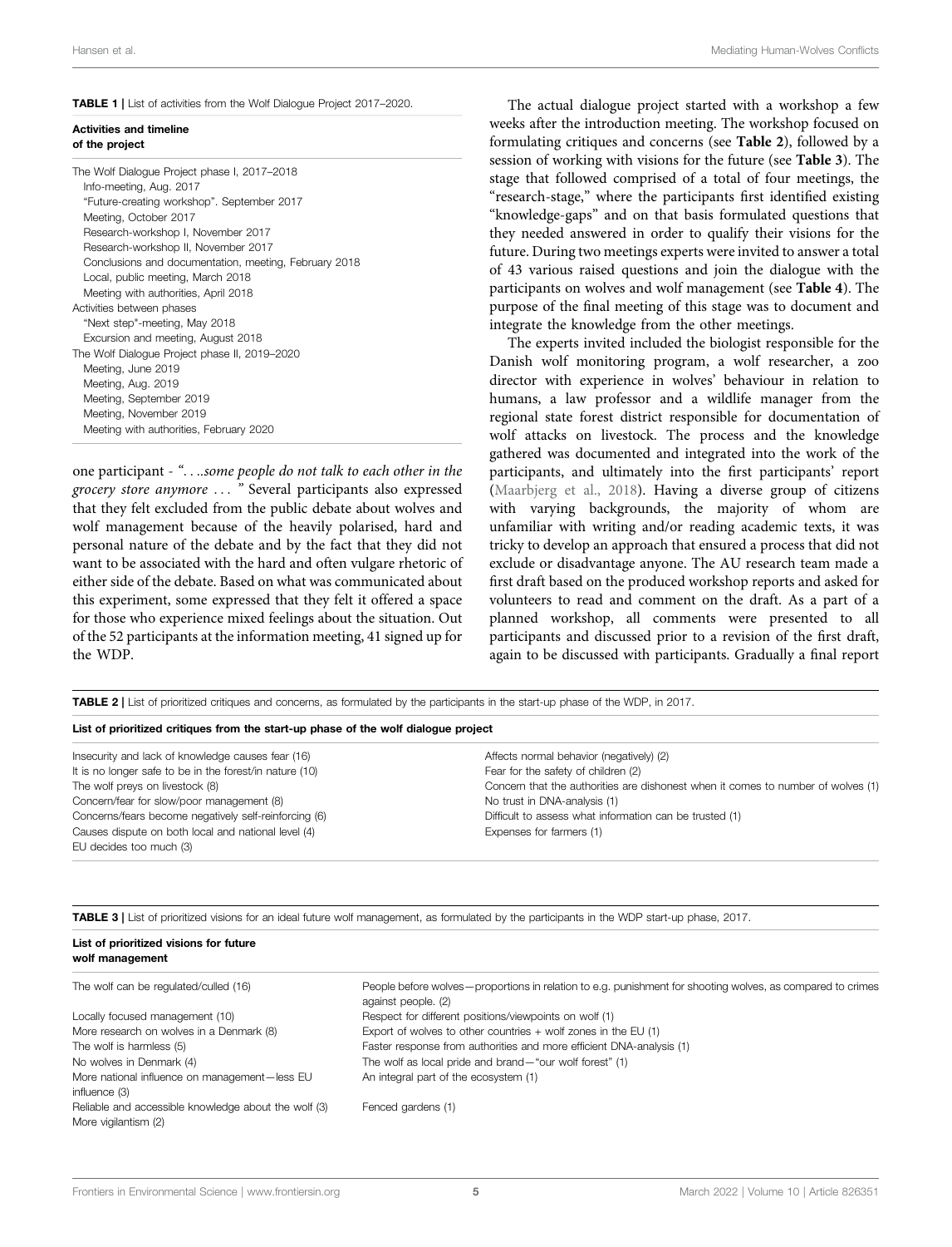**TABLE 1 |** List of activities from the Wolf Dialogue Project 2017–2020.

| Activities and timeline of the project |
| --- |
| The Wolf Dialogue Project phase I, 2017–2018 |
| Info-meeting, Aug. 2017 |
| "Future-creating workshop". September 2017 |
| Meeting, October 2017 |
| Research-workshop I, November 2017 |
| Research-workshop II, November 2017 |
| Conclusions and documentation, meeting, February 2018 |
| Local, public meeting, March 2018 |
| Meeting with authorities, April 2018 |
| Activities between phases |
| "Next step"-meeting, May 2018 |
| Excursion and meeting, August 2018 |
| The Wolf Dialogue Project phase II, 2019–2020 |
| Meeting, June 2019 |
| Meeting, Aug. 2019 |
| Meeting, September 2019 |
| Meeting, November 2019 |
| Meeting with authorities, February 2020 |

one participant - *". . ..some people do not talk to each other in the grocery store anymore . . . "* Several participants also expressed that they felt excluded from the public debate about wolves and wolf management because of the heavily polarised, hard and personal nature of the debate and by the fact that they did not want to be associated with the hard and often vulgare rhetoric of either side of the debate. Based on what was communicated about this experiment, some expressed that they felt it offered a space for those who experience mixed feelings about the situation. Out of the 52 participants at the information meeting, 41 signed up for the WDP.

The actual dialogue project started with a workshop a few weeks after the introduction meeting. The workshop focused on formulating critiques and concerns (see **Table 2**), followed by a session of working with visions for the future (see **Table 3**). The stage that followed comprised of a total of four meetings, the "research-stage," where the participants first identified existing "knowledge-gaps" and on that basis formulated questions that they needed answered in order to qualify their visions for the future. During two meetings experts were invited to answer a total of 43 various raised questions and join the dialogue with the participants on wolves and wolf management (see **Table 4**). The purpose of the final meeting of this stage was to document and integrate the knowledge from the other meetings.

The experts invited included the biologist responsible for the Danish wolf monitoring program, a wolf researcher, a zoo director with experience in wolves' behaviour in relation to humans, a law professor and a wildlife manager from the regional state forest district responsible for documentation of wolf attacks on livestock. The process and the knowledge gathered was documented and integrated into the work of the participants, and ultimately into the first participants' report (Maarbjerg et al., 2018). Having a diverse group of citizens with varying backgrounds, the majority of whom are unfamiliar with writing and/or reading academic texts, it was tricky to develop an approach that ensured a process that did not exclude or disadvantage anyone. The AU research team made a first draft based on the produced workshop reports and asked for volunteers to read and comment on the draft. As a part of a planned workshop, all comments were presented to all participants and discussed prior to a revision of the first draft, again to be discussed with participants. Gradually a final report

**TABLE 2 |** List of prioritized critiques and concerns, as formulated by the participants in the start-up phase of the WDP, in 2017.

| List of prioritized critiques from the start-up phase of the wolf dialogue project | |
| --- | --- |
| Insecurity and lack of knowledge causes fear (16) | Affects normal behavior (negatively) (2) |
| It is no longer safe to be in the forest/in nature (10) | Fear for the safety of children (2) |
| The wolf preys on livestock (8) | Concern that the authorities are dishonest when it comes to number of wolves (1) |
| Concern/fear for slow/poor management (8) | No trust in DNA-analysis (1) |
| Concerns/fears become negatively self-reinforcing (6) | Difficult to assess what information can be trusted (1) |
| Causes dispute on both local and national level (4) | Expenses for farmers (1) |
| EU decides too much (3) | |

**TABLE 3 |** List of prioritized visions for an ideal future wolf management, as formulated by the participants in the WDP start-up phase, 2017.

| List of prioritized visions for future wolf management | |
| --- | --- |
| The wolf can be regulated/culled (16) | People before wolves—proportions in relation to e.g. punishment for shooting wolves, as compared to crimes against people. (2) |
| Locally focused management (10) | Respect for different positions/viewpoints on wolf (1) |
| More research on wolves in a Denmark (8) | Export of wolves to other countries + wolf zones in the EU (1) |
| The wolf is harmless (5) | Faster response from authorities and more efficient DNA-analysis (1) |
| No wolves in Denmark (4) | The wolf as local pride and brand—"our wolf forest" (1) |
| More national influence on management—less EU influence (3) | An integral part of the ecosystem (1) |
| Reliable and accessible knowledge about the wolf (3) | Fenced gardens (1) |
| More vigilantism (2) | |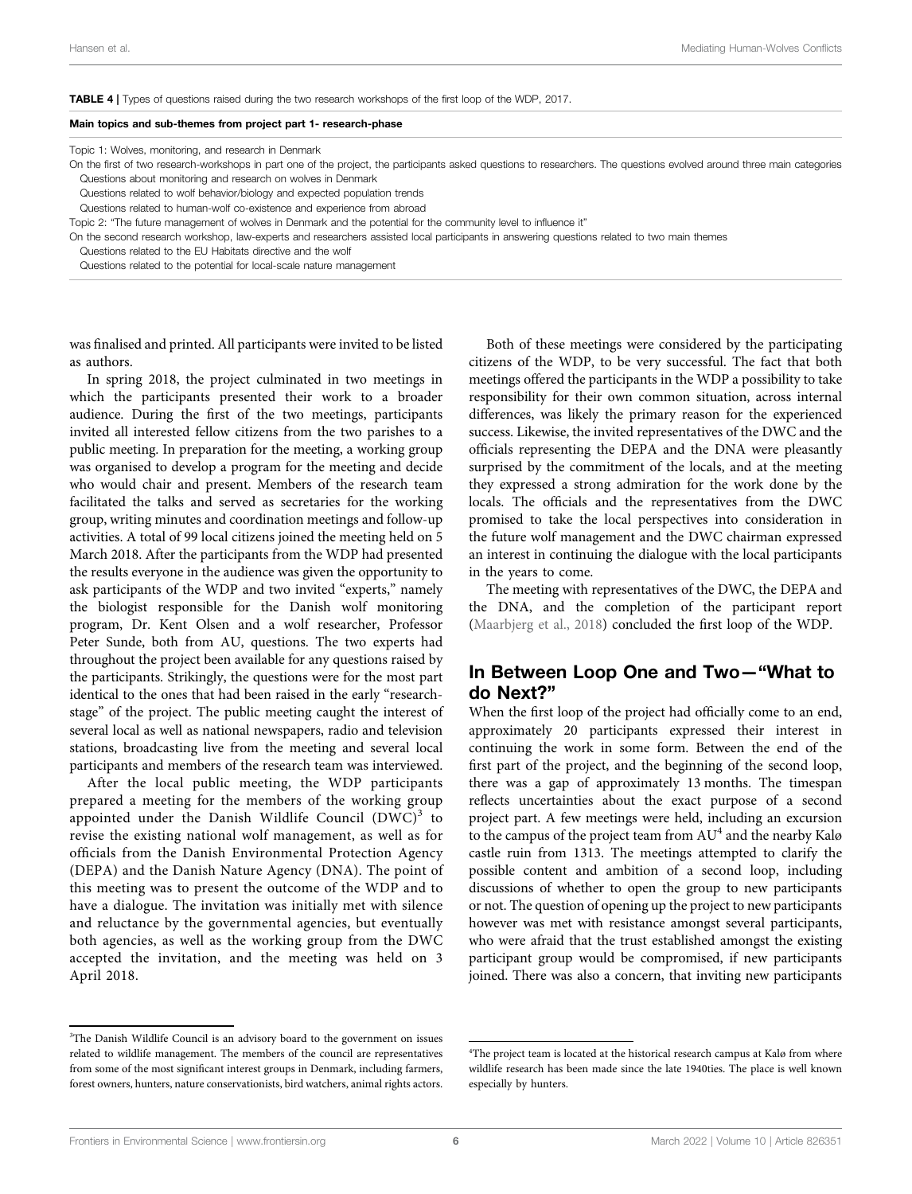**TABLE 4 |** Types of questions raised during the two research workshops of the first loop of the WDP, 2017.

| Main topics and sub-themes from project part 1- research-phase |
|---|
| Topic 1: Wolves, monitoring, and research in Denmark |
| On the first of two research-workshops in part one of the project, the participants asked questions to researchers. The questions evolved around three main categories |
| Questions about monitoring and research on wolves in Denmark |
| Questions related to wolf behavior/biology and expected population trends |
| Questions related to human-wolf co-existence and experience from abroad |
| Topic 2: "The future management of wolves in Denmark and the potential for the community level to influence it" |
| On the second research workshop, law-experts and researchers assisted local participants in answering questions related to two main themes |
| Questions related to the EU Habitats directive and the wolf |
| Questions related to the potential for local-scale nature management |

was finalised and printed. All participants were invited to be listed as authors.

In spring 2018, the project culminated in two meetings in which the participants presented their work to a broader audience. During the first of the two meetings, participants invited all interested fellow citizens from the two parishes to a public meeting. In preparation for the meeting, a working group was organised to develop a program for the meeting and decide who would chair and present. Members of the research team facilitated the talks and served as secretaries for the working group, writing minutes and coordination meetings and follow-up activities. A total of 99 local citizens joined the meeting held on 5 March 2018. After the participants from the WDP had presented the results everyone in the audience was given the opportunity to ask participants of the WDP and two invited "experts," namely the biologist responsible for the Danish wolf monitoring program, Dr. Kent Olsen and a wolf researcher, Professor Peter Sunde, both from AU, questions. The two experts had throughout the project been available for any questions raised by the participants. Strikingly, the questions were for the most part identical to the ones that had been raised in the early "research-stage" of the project. The public meeting caught the interest of several local as well as national newspapers, radio and television stations, broadcasting live from the meeting and several local participants and members of the research team was interviewed.

After the local public meeting, the WDP participants prepared a meeting for the members of the working group appointed under the Danish Wildlife Council (DWC)[3] to revise the existing national wolf management, as well as for officials from the Danish Environmental Protection Agency (DEPA) and the Danish Nature Agency (DNA). The point of this meeting was to present the outcome of the WDP and to have a dialogue. The invitation was initially met with silence and reluctance by the governmental agencies, but eventually both agencies, as well as the working group from the DWC accepted the invitation, and the meeting was held on 3 April 2018.

Both of these meetings were considered by the participating citizens of the WDP, to be very successful. The fact that both meetings offered the participants in the WDP a possibility to take responsibility for their own common situation, across internal differences, was likely the primary reason for the experienced success. Likewise, the invited representatives of the DWC and the officials representing the DEPA and the DNA were pleasantly surprised by the commitment of the locals, and at the meeting they expressed a strong admiration for the work done by the locals. The officials and the representatives from the DWC promised to take the local perspectives into consideration in the future wolf management and the DWC chairman expressed an interest in continuing the dialogue with the local participants in the years to come.

The meeting with representatives of the DWC, the DEPA and the DNA, and the completion of the participant report (Maarbjerg et al., 2018) concluded the first loop of the WDP.

## In Between Loop One and Two—"What to do Next?"

When the first loop of the project had officially come to an end, approximately 20 participants expressed their interest in continuing the work in some form. Between the end of the first part of the project, and the beginning of the second loop, there was a gap of approximately 13 months. The timespan reflects uncertainties about the exact purpose of a second project part. A few meetings were held, including an excursion to the campus of the project team from AU[4] and the nearby Kalø castle ruin from 1313. The meetings attempted to clarify the possible content and ambition of a second loop, including discussions of whether to open the group to new participants or not. The question of opening up the project to new participants however was met with resistance amongst several participants, who were afraid that the trust established amongst the existing participant group would be compromised, if new participants joined. There was also a concern, that inviting new participants

[3]The Danish Wildlife Council is an advisory board to the government on issues related to wildlife management. The members of the council are representatives from some of the most significant interest groups in Denmark, including farmers, forest owners, hunters, nature conservationists, bird watchers, animal rights actors.

[4]The project team is located at the historical research campus at Kalø from where wildlife research has been made since the late 1940ties. The place is well known especially by hunters.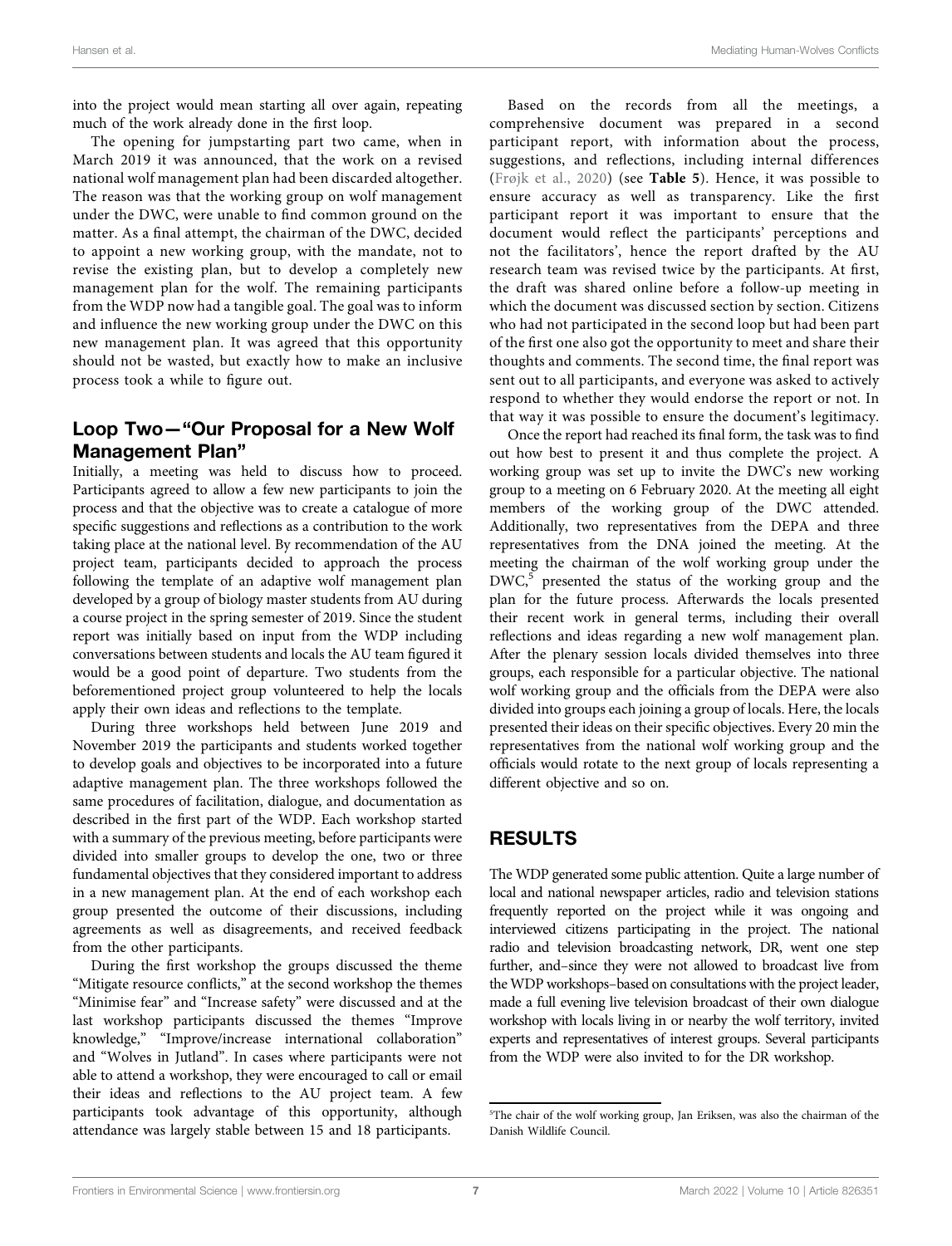into the project would mean starting all over again, repeating much of the work already done in the first loop.

The opening for jumpstarting part two came, when in March 2019 it was announced, that the work on a revised national wolf management plan had been discarded altogether. The reason was that the working group on wolf management under the DWC, were unable to find common ground on the matter. As a final attempt, the chairman of the DWC, decided to appoint a new working group, with the mandate, not to revise the existing plan, but to develop a completely new management plan for the wolf. The remaining participants from the WDP now had a tangible goal. The goal was to inform and influence the new working group under the DWC on this new management plan. It was agreed that this opportunity should not be wasted, but exactly how to make an inclusive process took a while to figure out.

## Loop Two—"Our Proposal for a New Wolf Management Plan"

Initially, a meeting was held to discuss how to proceed. Participants agreed to allow a few new participants to join the process and that the objective was to create a catalogue of more specific suggestions and reflections as a contribution to the work taking place at the national level. By recommendation of the AU project team, participants decided to approach the process following the template of an adaptive wolf management plan developed by a group of biology master students from AU during a course project in the spring semester of 2019. Since the student report was initially based on input from the WDP including conversations between students and locals the AU team figured it would be a good point of departure. Two students from the beforementioned project group volunteered to help the locals apply their own ideas and reflections to the template.

During three workshops held between June 2019 and November 2019 the participants and students worked together to develop goals and objectives to be incorporated into a future adaptive management plan. The three workshops followed the same procedures of facilitation, dialogue, and documentation as described in the first part of the WDP. Each workshop started with a summary of the previous meeting, before participants were divided into smaller groups to develop the one, two or three fundamental objectives that they considered important to address in a new management plan. At the end of each workshop each group presented the outcome of their discussions, including agreements as well as disagreements, and received feedback from the other participants.

During the first workshop the groups discussed the theme "Mitigate resource conflicts," at the second workshop the themes "Minimise fear" and "Increase safety" were discussed and at the last workshop participants discussed the themes "Improve knowledge," "Improve/increase international collaboration" and "Wolves in Jutland". In cases where participants were not able to attend a workshop, they were encouraged to call or email their ideas and reflections to the AU project team. A few participants took advantage of this opportunity, although attendance was largely stable between 15 and 18 participants.

Based on the records from all the meetings, a comprehensive document was prepared in a second participant report, with information about the process, suggestions, and reflections, including internal differences (Frøjk et al., 2020) (see **Table 5**). Hence, it was possible to ensure accuracy as well as transparency. Like the first participant report it was important to ensure that the document would reflect the participants' perceptions and not the facilitators', hence the report drafted by the AU research team was revised twice by the participants. At first, the draft was shared online before a follow-up meeting in which the document was discussed section by section. Citizens who had not participated in the second loop but had been part of the first one also got the opportunity to meet and share their thoughts and comments. The second time, the final report was sent out to all participants, and everyone was asked to actively respond to whether they would endorse the report or not. In that way it was possible to ensure the document's legitimacy.

Once the report had reached its final form, the task was to find out how best to present it and thus complete the project. A working group was set up to invite the DWC's new working group to a meeting on 6 February 2020. At the meeting all eight members of the working group of the DWC attended. Additionally, two representatives from the DEPA and three representatives from the DNA joined the meeting. At the meeting the chairman of the wolf working group under the DWC,[5] presented the status of the working group and the plan for the future process. Afterwards the locals presented their recent work in general terms, including their overall reflections and ideas regarding a new wolf management plan. After the plenary session locals divided themselves into three groups, each responsible for a particular objective. The national wolf working group and the officials from the DEPA were also divided into groups each joining a group of locals. Here, the locals presented their ideas on their specific objectives. Every 20 min the representatives from the national wolf working group and the officials would rotate to the next group of locals representing a different objective and so on.

# RESULTS

The WDP generated some public attention. Quite a large number of local and national newspaper articles, radio and television stations frequently reported on the project while it was ongoing and interviewed citizens participating in the project. The national radio and television broadcasting network, DR, went one step further, and–since they were not allowed to broadcast live from the WDP workshops–based on consultations with the project leader, made a full evening live television broadcast of their own dialogue workshop with locals living in or nearby the wolf territory, invited experts and representatives of interest groups. Several participants from the WDP were also invited to for the DR workshop.

[5]The chair of the wolf working group, Jan Eriksen, was also the chairman of the Danish Wildlife Council.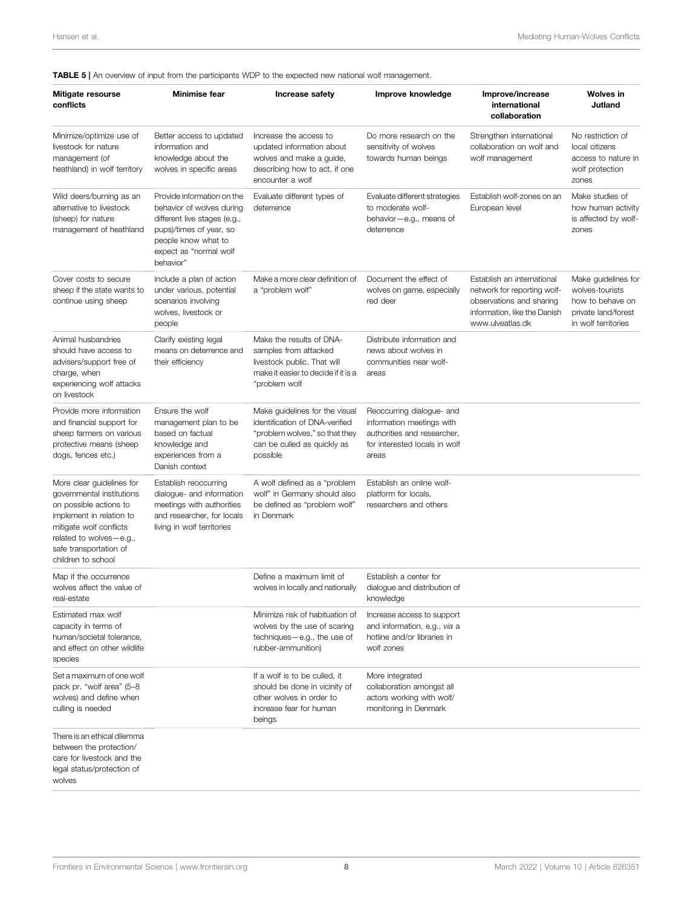**TABLE 5 |** An overview of input from the participants WDP to the expected new national wolf management.

| Mitigate resourse conflicts | Minimise fear | Increase safety | Improve knowledge | Improve/increase international collaboration | Wolves in Jutland |
|---|---|---|---|---|---|
| Minimize/optimize use of livestock for nature management (of heathland) in wolf territory | Better access to updated information and knowledge about the wolves in specific areas | Increase the access to updated information about wolves and make a guide, describing how to act, if one encounter a wolf | Do more research on the sensitivity of wolves towards human beings | Strengthen international collaboration on wolf and wolf management | No restriction of local citizens access to nature in wolf protection zones |
| Wild deers/burning as an alternative to livestock (sheep) for nature management of heathland | Provide information on the behavior of wolves during different live stages (e.g., pups)/times of year, so people know what to expect as "normal wolf behavior" | Evaluate different types of deterrence | Evaluate different strategies to moderate wolf-behavior—e.g., means of deterrence | Establish wolf-zones on an European level | Make studies of how human activity is affected by wolf-zones |
| Cover costs to secure sheep if the state wants to continue using sheep | Include a plan of action under various, potential scenarios involving wolves, livestock or people | Make a more clear definition of a "problem wolf" | Document the effect of wolves on game, especially red deer | Establish an international network for reporting wolf-observations and sharing information, like the Danish www.ulveatlas.dk | Make guidelines for wolves-tourists how to behave on private land/forest in wolf territories |
| Animal husbandries should have access to advisers/support free of charge, when experiencing wolf attacks on livestock | Clarify existing legal means on deterrence and their efficiency | Make the results of DNA-samples from attacked livestock public. That will make it easier to decide if it is a "problem wolf | Distribute information and news about wolves in communities near wolf-areas | | |
| Provide more information and financial support for sheep farmers on various protective means (sheep dogs, fences etc.) | Ensure the wolf management plan to be based on factual knowledge and experiences from a Danish context | Make guidelines for the visual identification of DNA-verified "problem wolves," so that they can be culled as quickly as possible | Reoccurring dialogue- and information meetings with authorities and researcher, for interested locals in wolf areas | | |
| More clear guidelines for governmental institutions on possible actions to implement in relation to mitigate wolf conflicts related to wolves—e.g., safe transportation of children to school | Establish reoccurring dialogue- and information meetings with authorities and researcher, for locals living in wolf territories | A wolf defined as a "problem wolf" in Germany should also be defined as "problem wolf" in Denmark | Establish an online wolf-platform for locals, researchers and others | | |
| Map if the occurrence wolves affect the value of real-estate | | Define a maximum limit of wolves in locally and nationally | Establish a center for dialogue and distribution of knowledge | | |
| Estimated max wolf capacity in terms of human/societal tolerance, and effect on other wildlife species | | Minimize risk of habituation of wolves by the use of scaring techniques—e.g., the use of rubber-ammunition) | Increase access to support and information, e.g., *via* a hotline and/or libraries in wolf zones | | |
| Set a maximum of one wolf pack pr. "wolf area" (5–8 wolves) and define when culling is needed | | If a wolf is to be culled, it should be done in vicinity of other wolves in order to increase fear for human beings | More integrated collaboration amongst all actors working with wolf/ monitoring in Denmark | | |
| There is an ethical dilemma between the protection/ care for livestock and the legal status/protection of wolves | | | | | |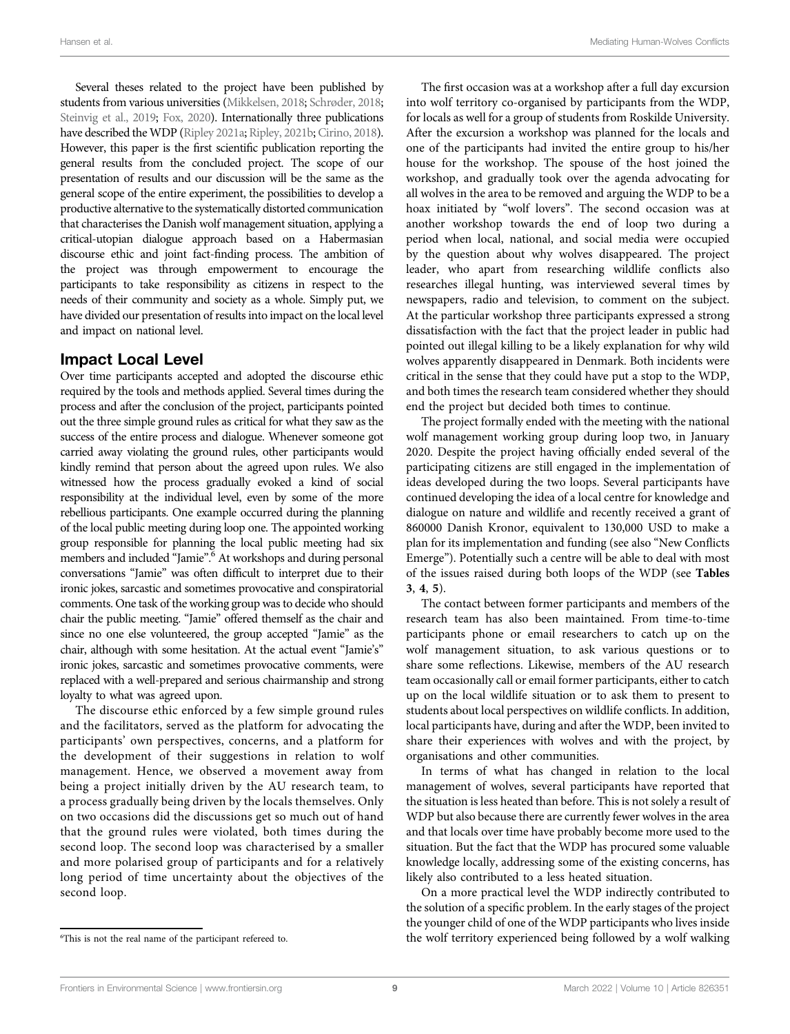Several theses related to the project have been published by students from various universities (Mikkelsen, 2018; Schrøder, 2018; Steinvig et al., 2019; Fox, 2020). Internationally three publications have described the WDP (Ripley 2021a; Ripley, 2021b; Cirino, 2018). However, this paper is the first scientific publication reporting the general results from the concluded project. The scope of our presentation of results and our discussion will be the same as the general scope of the entire experiment, the possibilities to develop a productive alternative to the systematically distorted communication that characterises the Danish wolf management situation, applying a critical-utopian dialogue approach based on a Habermasian discourse ethic and joint fact-finding process. The ambition of the project was through empowerment to encourage the participants to take responsibility as citizens in respect to the needs of their community and society as a whole. Simply put, we have divided our presentation of results into impact on the local level and impact on national level.

## Impact Local Level

Over time participants accepted and adopted the discourse ethic required by the tools and methods applied. Several times during the process and after the conclusion of the project, participants pointed out the three simple ground rules as critical for what they saw as the success of the entire process and dialogue. Whenever someone got carried away violating the ground rules, other participants would kindly remind that person about the agreed upon rules. We also witnessed how the process gradually evoked a kind of social responsibility at the individual level, even by some of the more rebellious participants. One example occurred during the planning of the local public meeting during loop one. The appointed working group responsible for planning the local public meeting had six members and included "Jamie".[6] At workshops and during personal conversations "Jamie" was often difficult to interpret due to their ironic jokes, sarcastic and sometimes provocative and conspiratorial comments. One task of the working group was to decide who should chair the public meeting. "Jamie" offered themself as the chair and since no one else volunteered, the group accepted "Jamie" as the chair, although with some hesitation. At the actual event "Jamie's" ironic jokes, sarcastic and sometimes provocative comments, were replaced with a well-prepared and serious chairmanship and strong loyalty to what was agreed upon.

The discourse ethic enforced by a few simple ground rules and the facilitators, served as the platform for advocating the participants' own perspectives, concerns, and a platform for the development of their suggestions in relation to wolf management. Hence, we observed a movement away from being a project initially driven by the AU research team, to a process gradually being driven by the locals themselves. Only on two occasions did the discussions get so much out of hand that the ground rules were violated, both times during the second loop. The second loop was characterised by a smaller and more polarised group of participants and for a relatively long period of time uncertainty about the objectives of the second loop.

The first occasion was at a workshop after a full day excursion into wolf territory co-organised by participants from the WDP, for locals as well for a group of students from Roskilde University. After the excursion a workshop was planned for the locals and one of the participants had invited the entire group to his/her house for the workshop. The spouse of the host joined the workshop, and gradually took over the agenda advocating for all wolves in the area to be removed and arguing the WDP to be a hoax initiated by "wolf lovers". The second occasion was at another workshop towards the end of loop two during a period when local, national, and social media were occupied by the question about why wolves disappeared. The project leader, who apart from researching wildlife conflicts also researches illegal hunting, was interviewed several times by newspapers, radio and television, to comment on the subject. At the particular workshop three participants expressed a strong dissatisfaction with the fact that the project leader in public had pointed out illegal killing to be a likely explanation for why wild wolves apparently disappeared in Denmark. Both incidents were critical in the sense that they could have put a stop to the WDP, and both times the research team considered whether they should end the project but decided both times to continue.

The project formally ended with the meeting with the national wolf management working group during loop two, in January 2020. Despite the project having officially ended several of the participating citizens are still engaged in the implementation of ideas developed during the two loops. Several participants have continued developing the idea of a local centre for knowledge and dialogue on nature and wildlife and recently received a grant of 860000 Danish Kronor, equivalent to 130,000 USD to make a plan for its implementation and funding (see also "New Conflicts Emerge"). Potentially such a centre will be able to deal with most of the issues raised during both loops of the WDP (see **Tables 3**, **4**, **5**).

The contact between former participants and members of the research team has also been maintained. From time-to-time participants phone or email researchers to catch up on the wolf management situation, to ask various questions or to share some reflections. Likewise, members of the AU research team occasionally call or email former participants, either to catch up on the local wildlife situation or to ask them to present to students about local perspectives on wildlife conflicts. In addition, local participants have, during and after the WDP, been invited to share their experiences with wolves and with the project, by organisations and other communities.

In terms of what has changed in relation to the local management of wolves, several participants have reported that the situation is less heated than before. This is not solely a result of WDP but also because there are currently fewer wolves in the area and that locals over time have probably become more used to the situation. But the fact that the WDP has procured some valuable knowledge locally, addressing some of the existing concerns, has likely also contributed to a less heated situation.

On a more practical level the WDP indirectly contributed to the solution of a specific problem. In the early stages of the project the younger child of one of the WDP participants who lives inside the wolf territory experienced being followed by a wolf walking

[6]This is not the real name of the participant refereed to.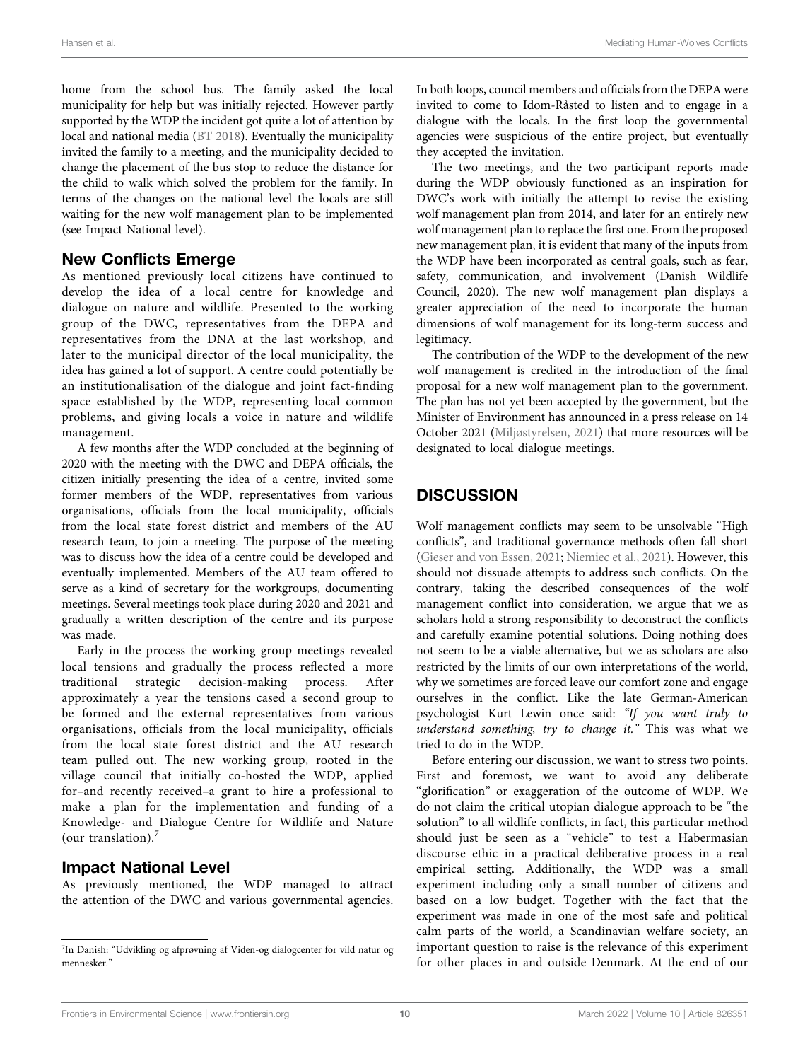home from the school bus. The family asked the local municipality for help but was initially rejected. However partly supported by the WDP the incident got quite a lot of attention by local and national media (BT 2018). Eventually the municipality invited the family to a meeting, and the municipality decided to change the placement of the bus stop to reduce the distance for the child to walk which solved the problem for the family. In terms of the changes on the national level the locals are still waiting for the new wolf management plan to be implemented (see Impact National level).

## New Conflicts Emerge

As mentioned previously local citizens have continued to develop the idea of a local centre for knowledge and dialogue on nature and wildlife. Presented to the working group of the DWC, representatives from the DEPA and representatives from the DNA at the last workshop, and later to the municipal director of the local municipality, the idea has gained a lot of support. A centre could potentially be an institutionalisation of the dialogue and joint fact-finding space established by the WDP, representing local common problems, and giving locals a voice in nature and wildlife management.

A few months after the WDP concluded at the beginning of 2020 with the meeting with the DWC and DEPA officials, the citizen initially presenting the idea of a centre, invited some former members of the WDP, representatives from various organisations, officials from the local municipality, officials from the local state forest district and members of the AU research team, to join a meeting. The purpose of the meeting was to discuss how the idea of a centre could be developed and eventually implemented. Members of the AU team offered to serve as a kind of secretary for the workgroups, documenting meetings. Several meetings took place during 2020 and 2021 and gradually a written description of the centre and its purpose was made.

Early in the process the working group meetings revealed local tensions and gradually the process reflected a more traditional strategic decision-making process. After approximately a year the tensions caused a second group to be formed and the external representatives from various organisations, officials from the local municipality, officials from the local state forest district and the AU research team pulled out. The new working group, rooted in the village council that initially co-hosted the WDP, applied for–and recently received–a grant to hire a professional to make a plan for the implementation and funding of a Knowledge- and Dialogue Centre for Wildlife and Nature (our translation).[7]

## Impact National Level

As previously mentioned, the WDP managed to attract the attention of the DWC and various governmental agencies. In both loops, council members and officials from the DEPA were invited to come to Idom-Råsted to listen and to engage in a dialogue with the locals. In the first loop the governmental agencies were suspicious of the entire project, but eventually they accepted the invitation.

The two meetings, and the two participant reports made during the WDP obviously functioned as an inspiration for DWC's work with initially the attempt to revise the existing wolf management plan from 2014, and later for an entirely new wolf management plan to replace the first one. From the proposed new management plan, it is evident that many of the inputs from the WDP have been incorporated as central goals, such as fear, safety, communication, and involvement (Danish Wildlife Council, 2020). The new wolf management plan displays a greater appreciation of the need to incorporate the human dimensions of wolf management for its long-term success and legitimacy.

The contribution of the WDP to the development of the new wolf management is credited in the introduction of the final proposal for a new wolf management plan to the government. The plan has not yet been accepted by the government, but the Minister of Environment has announced in a press release on 14 October 2021 (Miljøstyrelsen, 2021) that more resources will be designated to local dialogue meetings.

# DISCUSSION

Wolf management conflicts may seem to be unsolvable "High conflicts", and traditional governance methods often fall short (Gieser and von Essen, 2021; Niemiec et al., 2021). However, this should not dissuade attempts to address such conflicts. On the contrary, taking the described consequences of the wolf management conflict into consideration, we argue that we as scholars hold a strong responsibility to deconstruct the conflicts and carefully examine potential solutions. Doing nothing does not seem to be a viable alternative, but we as scholars are also restricted by the limits of our own interpretations of the world, why we sometimes are forced leave our comfort zone and engage ourselves in the conflict. Like the late German-American psychologist Kurt Lewin once said: *"If you want truly to understand something, try to change it."* This was what we tried to do in the WDP.

Before entering our discussion, we want to stress two points. First and foremost, we want to avoid any deliberate "glorification" or exaggeration of the outcome of WDP. We do not claim the critical utopian dialogue approach to be "the solution" to all wildlife conflicts, in fact, this particular method should just be seen as a "vehicle" to test a Habermasian discourse ethic in a practical deliberative process in a real empirical setting. Additionally, the WDP was a small experiment including only a small number of citizens and based on a low budget. Together with the fact that the experiment was made in one of the most safe and political calm parts of the world, a Scandinavian welfare society, an important question to raise is the relevance of this experiment for other places in and outside Denmark. At the end of our

[7] In Danish: "Udvikling og afprøvning af Viden-og dialogcenter for vild natur og mennesker."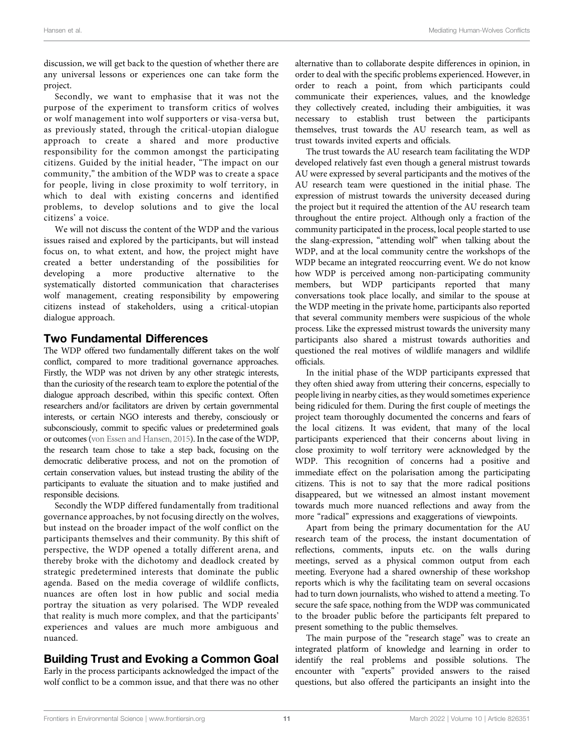discussion, we will get back to the question of whether there are any universal lessons or experiences one can take form the project.

Secondly, we want to emphasise that it was not the purpose of the experiment to transform critics of wolves or wolf management into wolf supporters or visa-versa but, as previously stated, through the critical-utopian dialogue approach to create a shared and more productive responsibility for the common amongst the participating citizens. Guided by the initial header, "The impact on our community," the ambition of the WDP was to create a space for people, living in close proximity to wolf territory, in which to deal with existing concerns and identified problems, to develop solutions and to give the local citizens' a voice.

We will not discuss the content of the WDP and the various issues raised and explored by the participants, but will instead focus on, to what extent, and how, the project might have created a better understanding of the possibilities for developing a more productive alternative to the systematically distorted communication that characterises wolf management, creating responsibility by empowering citizens instead of stakeholders, using a critical-utopian dialogue approach.

## Two Fundamental Differences

The WDP offered two fundamentally different takes on the wolf conflict, compared to more traditional governance approaches. Firstly, the WDP was not driven by any other strategic interests, than the curiosity of the research team to explore the potential of the dialogue approach described, within this specific context. Often researchers and/or facilitators are driven by certain governmental interests, or certain NGO interests and thereby, consciously or subconsciously, commit to specific values or predetermined goals or outcomes (von Essen and Hansen, 2015). In the case of the WDP, the research team chose to take a step back, focusing on the democratic deliberative process, and not on the promotion of certain conservation values, but instead trusting the ability of the participants to evaluate the situation and to make justified and responsible decisions.

Secondly the WDP differed fundamentally from traditional governance approaches, by not focusing directly on the wolves, but instead on the broader impact of the wolf conflict on the participants themselves and their community. By this shift of perspective, the WDP opened a totally different arena, and thereby broke with the dichotomy and deadlock created by strategic predetermined interests that dominate the public agenda. Based on the media coverage of wildlife conflicts, nuances are often lost in how public and social media portray the situation as very polarised. The WDP revealed that reality is much more complex, and that the participants' experiences and values are much more ambiguous and nuanced.

## Building Trust and Evoking a Common Goal

Early in the process participants acknowledged the impact of the wolf conflict to be a common issue, and that there was no other alternative than to collaborate despite differences in opinion, in order to deal with the specific problems experienced. However, in order to reach a point, from which participants could communicate their experiences, values, and the knowledge they collectively created, including their ambiguities, it was necessary to establish trust between the participants themselves, trust towards the AU research team, as well as trust towards invited experts and officials.

The trust towards the AU research team facilitating the WDP developed relatively fast even though a general mistrust towards AU were expressed by several participants and the motives of the AU research team were questioned in the initial phase. The expression of mistrust towards the university deceased during the project but it required the attention of the AU research team throughout the entire project. Although only a fraction of the community participated in the process, local people started to use the slang-expression, "attending wolf" when talking about the WDP, and at the local community centre the workshops of the WDP became an integrated reoccurring event. We do not know how WDP is perceived among non-participating community members, but WDP participants reported that many conversations took place locally, and similar to the spouse at the WDP meeting in the private home, participants also reported that several community members were suspicious of the whole process. Like the expressed mistrust towards the university many participants also shared a mistrust towards authorities and questioned the real motives of wildlife managers and wildlife officials.

In the initial phase of the WDP participants expressed that they often shied away from uttering their concerns, especially to people living in nearby cities, as they would sometimes experience being ridiculed for them. During the first couple of meetings the project team thoroughly documented the concerns and fears of the local citizens. It was evident, that many of the local participants experienced that their concerns about living in close proximity to wolf territory were acknowledged by the WDP. This recognition of concerns had a positive and immediate effect on the polarisation among the participating citizens. This is not to say that the more radical positions disappeared, but we witnessed an almost instant movement towards much more nuanced reflections and away from the more "radical" expressions and exaggerations of viewpoints.

Apart from being the primary documentation for the AU research team of the process, the instant documentation of reflections, comments, inputs etc. on the walls during meetings, served as a physical common output from each meeting. Everyone had a shared ownership of these workshop reports which is why the facilitating team on several occasions had to turn down journalists, who wished to attend a meeting. To secure the safe space, nothing from the WDP was communicated to the broader public before the participants felt prepared to present something to the public themselves.

The main purpose of the "research stage" was to create an integrated platform of knowledge and learning in order to identify the real problems and possible solutions. The encounter with "experts" provided answers to the raised questions, but also offered the participants an insight into the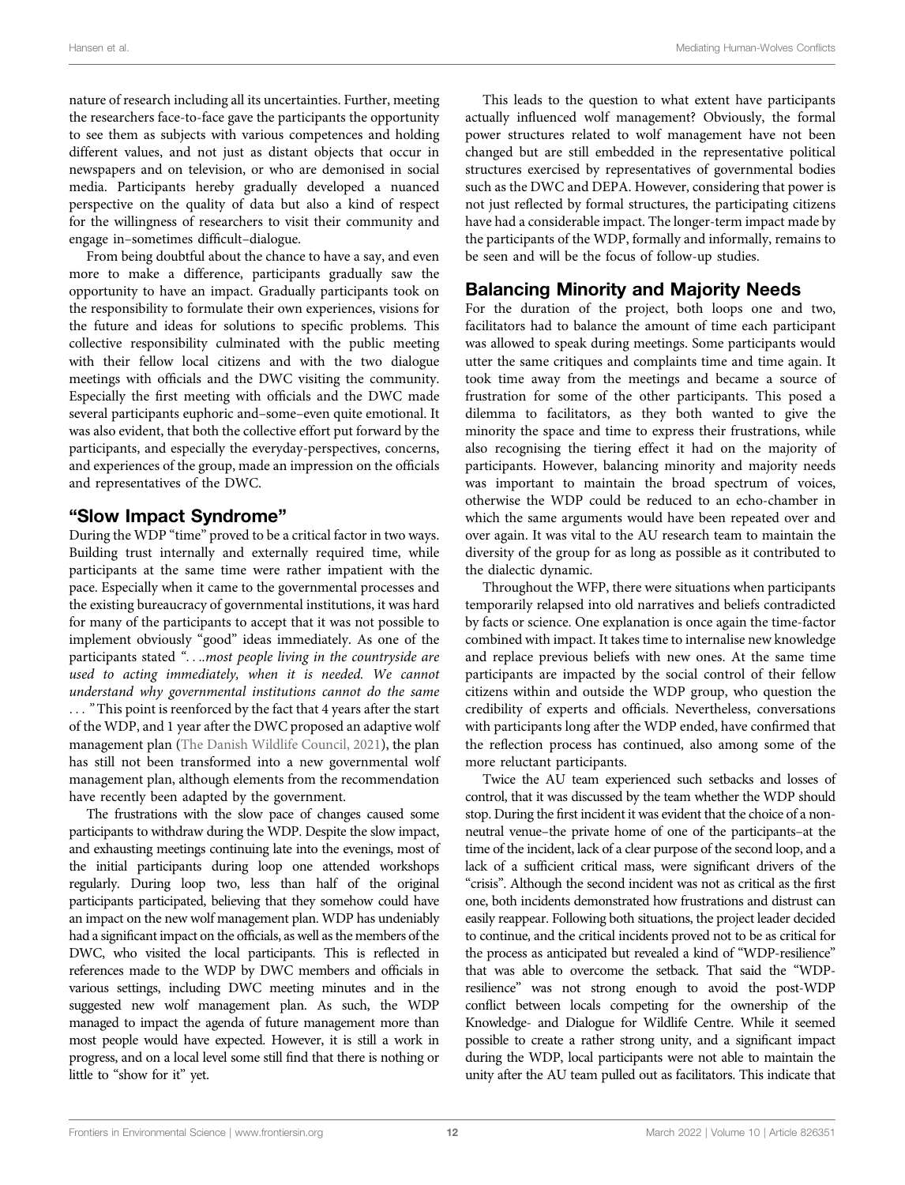nature of research including all its uncertainties. Further, meeting the researchers face-to-face gave the participants the opportunity to see them as subjects with various competences and holding different values, and not just as distant objects that occur in newspapers and on television, or who are demonised in social media. Participants hereby gradually developed a nuanced perspective on the quality of data but also a kind of respect for the willingness of researchers to visit their community and engage in–sometimes difficult–dialogue.

From being doubtful about the chance to have a say, and even more to make a difference, participants gradually saw the opportunity to have an impact. Gradually participants took on the responsibility to formulate their own experiences, visions for the future and ideas for solutions to specific problems. This collective responsibility culminated with the public meeting with their fellow local citizens and with the two dialogue meetings with officials and the DWC visiting the community. Especially the first meeting with officials and the DWC made several participants euphoric and–some–even quite emotional. It was also evident, that both the collective effort put forward by the participants, and especially the everyday-perspectives, concerns, and experiences of the group, made an impression on the officials and representatives of the DWC.

## "Slow Impact Syndrome"

During the WDP "time" proved to be a critical factor in two ways. Building trust internally and externally required time, while participants at the same time were rather impatient with the pace. Especially when it came to the governmental processes and the existing bureaucracy of governmental institutions, it was hard for many of the participants to accept that it was not possible to implement obviously "good" ideas immediately. As one of the participants stated *"....most people living in the countryside are used to acting immediately, when it is needed. We cannot understand why governmental institutions cannot do the same ... "* This point is reenforced by the fact that 4 years after the start of the WDP, and 1 year after the DWC proposed an adaptive wolf management plan (The Danish Wildlife Council, 2021), the plan has still not been transformed into a new governmental wolf management plan, although elements from the recommendation have recently been adapted by the government.

The frustrations with the slow pace of changes caused some participants to withdraw during the WDP. Despite the slow impact, and exhausting meetings continuing late into the evenings, most of the initial participants during loop one attended workshops regularly. During loop two, less than half of the original participants participated, believing that they somehow could have an impact on the new wolf management plan. WDP has undeniably had a significant impact on the officials, as well as the members of the DWC, who visited the local participants. This is reflected in references made to the WDP by DWC members and officials in various settings, including DWC meeting minutes and in the suggested new wolf management plan. As such, the WDP managed to impact the agenda of future management more than most people would have expected. However, it is still a work in progress, and on a local level some still find that there is nothing or little to "show for it" yet.

This leads to the question to what extent have participants actually influenced wolf management? Obviously, the formal power structures related to wolf management have not been changed but are still embedded in the representative political structures exercised by representatives of governmental bodies such as the DWC and DEPA. However, considering that power is not just reflected by formal structures, the participating citizens have had a considerable impact. The longer-term impact made by the participants of the WDP, formally and informally, remains to be seen and will be the focus of follow-up studies.

## Balancing Minority and Majority Needs

For the duration of the project, both loops one and two, facilitators had to balance the amount of time each participant was allowed to speak during meetings. Some participants would utter the same critiques and complaints time and time again. It took time away from the meetings and became a source of frustration for some of the other participants. This posed a dilemma to facilitators, as they both wanted to give the minority the space and time to express their frustrations, while also recognising the tiering effect it had on the majority of participants. However, balancing minority and majority needs was important to maintain the broad spectrum of voices, otherwise the WDP could be reduced to an echo-chamber in which the same arguments would have been repeated over and over again. It was vital to the AU research team to maintain the diversity of the group for as long as possible as it contributed to the dialectic dynamic.

Throughout the WFP, there were situations when participants temporarily relapsed into old narratives and beliefs contradicted by facts or science. One explanation is once again the time-factor combined with impact. It takes time to internalise new knowledge and replace previous beliefs with new ones. At the same time participants are impacted by the social control of their fellow citizens within and outside the WDP group, who question the credibility of experts and officials. Nevertheless, conversations with participants long after the WDP ended, have confirmed that the reflection process has continued, also among some of the more reluctant participants.

Twice the AU team experienced such setbacks and losses of control, that it was discussed by the team whether the WDP should stop. During the first incident it was evident that the choice of a non-neutral venue–the private home of one of the participants–at the time of the incident, lack of a clear purpose of the second loop, and a lack of a sufficient critical mass, were significant drivers of the "crisis". Although the second incident was not as critical as the first one, both incidents demonstrated how frustrations and distrust can easily reappear. Following both situations, the project leader decided to continue, and the critical incidents proved not to be as critical for the process as anticipated but revealed a kind of "WDP-resilience" that was able to overcome the setback. That said the "WDP-resilience" was not strong enough to avoid the post-WDP conflict between locals competing for the ownership of the Knowledge- and Dialogue for Wildlife Centre. While it seemed possible to create a rather strong unity, and a significant impact during the WDP, local participants were not able to maintain the unity after the AU team pulled out as facilitators. This indicate that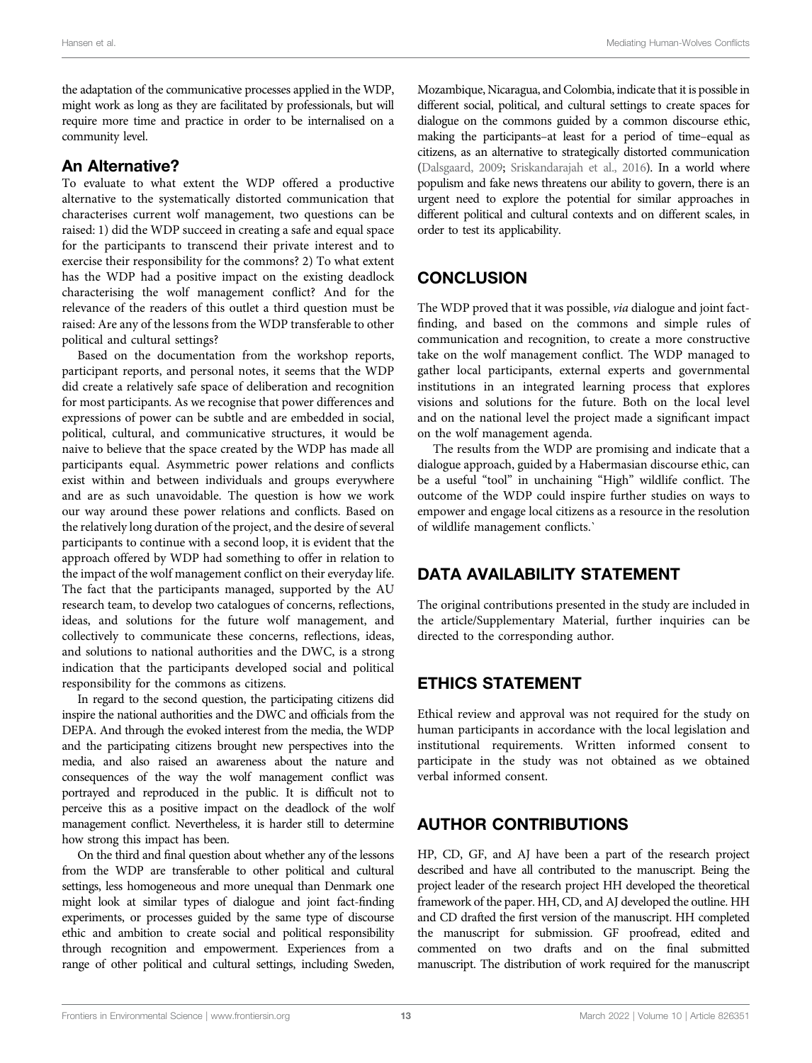the adaptation of the communicative processes applied in the WDP, might work as long as they are facilitated by professionals, but will require more time and practice in order to be internalised on a community level.

### An Alternative?

To evaluate to what extent the WDP offered a productive alternative to the systematically distorted communication that characterises current wolf management, two questions can be raised: 1) did the WDP succeed in creating a safe and equal space for the participants to transcend their private interest and to exercise their responsibility for the commons? 2) To what extent has the WDP had a positive impact on the existing deadlock characterising the wolf management conflict? And for the relevance of the readers of this outlet a third question must be raised: Are any of the lessons from the WDP transferable to other political and cultural settings?

Based on the documentation from the workshop reports, participant reports, and personal notes, it seems that the WDP did create a relatively safe space of deliberation and recognition for most participants. As we recognise that power differences and expressions of power can be subtle and are embedded in social, political, cultural, and communicative structures, it would be naive to believe that the space created by the WDP has made all participants equal. Asymmetric power relations and conflicts exist within and between individuals and groups everywhere and are as such unavoidable. The question is how we work our way around these power relations and conflicts. Based on the relatively long duration of the project, and the desire of several participants to continue with a second loop, it is evident that the approach offered by WDP had something to offer in relation to the impact of the wolf management conflict on their everyday life. The fact that the participants managed, supported by the AU research team, to develop two catalogues of concerns, reflections, ideas, and solutions for the future wolf management, and collectively to communicate these concerns, reflections, ideas, and solutions to national authorities and the DWC, is a strong indication that the participants developed social and political responsibility for the commons as citizens.

In regard to the second question, the participating citizens did inspire the national authorities and the DWC and officials from the DEPA. And through the evoked interest from the media, the WDP and the participating citizens brought new perspectives into the media, and also raised an awareness about the nature and consequences of the way the wolf management conflict was portrayed and reproduced in the public. It is difficult not to perceive this as a positive impact on the deadlock of the wolf management conflict. Nevertheless, it is harder still to determine how strong this impact has been.

On the third and final question about whether any of the lessons from the WDP are transferable to other political and cultural settings, less homogeneous and more unequal than Denmark one might look at similar types of dialogue and joint fact-finding experiments, or processes guided by the same type of discourse ethic and ambition to create social and political responsibility through recognition and empowerment. Experiences from a range of other political and cultural settings, including Sweden, Mozambique, Nicaragua, and Colombia, indicate that it is possible in different social, political, and cultural settings to create spaces for dialogue on the commons guided by a common discourse ethic, making the participants–at least for a period of time–equal as citizens, as an alternative to strategically distorted communication (Dalsgaard, 2009; Sriskandarajah et al., 2016). In a world where populism and fake news threatens our ability to govern, there is an urgent need to explore the potential for similar approaches in different political and cultural contexts and on different scales, in order to test its applicability.

## CONCLUSION

The WDP proved that it was possible, *via* dialogue and joint fact-finding, and based on the commons and simple rules of communication and recognition, to create a more constructive take on the wolf management conflict. The WDP managed to gather local participants, external experts and governmental institutions in an integrated learning process that explores visions and solutions for the future. Both on the local level and on the national level the project made a significant impact on the wolf management agenda.

The results from the WDP are promising and indicate that a dialogue approach, guided by a Habermasian discourse ethic, can be a useful "tool" in unchaining "High" wildlife conflict. The outcome of the WDP could inspire further studies on ways to empower and engage local citizens as a resource in the resolution of wildlife management conflicts.`

## DATA AVAILABILITY STATEMENT

The original contributions presented in the study are included in the article/Supplementary Material, further inquiries can be directed to the corresponding author.

## ETHICS STATEMENT

Ethical review and approval was not required for the study on human participants in accordance with the local legislation and institutional requirements. Written informed consent to participate in the study was not obtained as we obtained verbal informed consent.

## AUTHOR CONTRIBUTIONS

HP, CD, GF, and AJ have been a part of the research project described and have all contributed to the manuscript. Being the project leader of the research project HH developed the theoretical framework of the paper. HH, CD, and AJ developed the outline. HH and CD drafted the first version of the manuscript. HH completed the manuscript for submission. GF proofread, edited and commented on two drafts and on the final submitted manuscript. The distribution of work required for the manuscript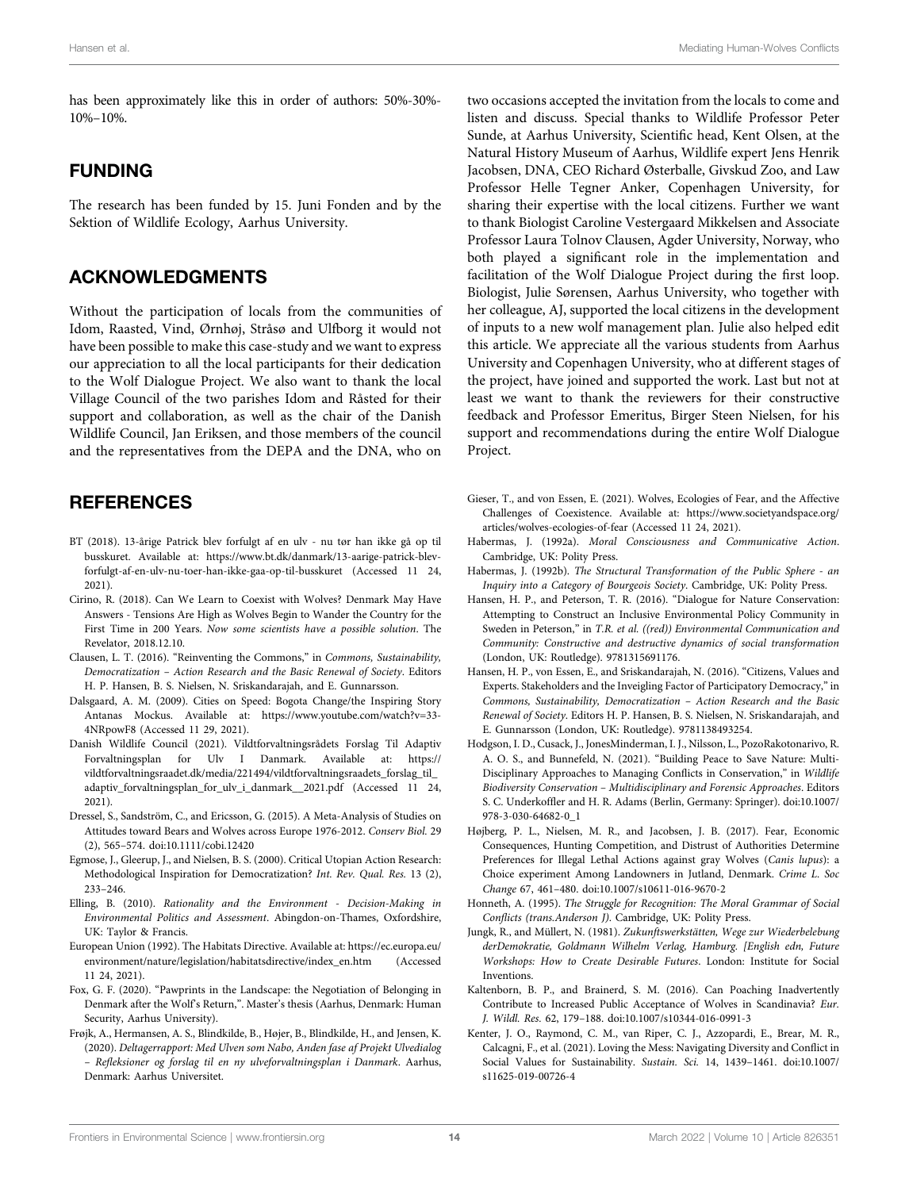has been approximately like this in order of authors: 50%-30%-10%–10%.

## FUNDING

The research has been funded by 15. Juni Fonden and by the Sektion of Wildlife Ecology, Aarhus University.

## ACKNOWLEDGMENTS

Without the participation of locals from the communities of Idom, Raasted, Vind, Ørnhøj, Stråsø and Ulfborg it would not have been possible to make this case-study and we want to express our appreciation to all the local participants for their dedication to the Wolf Dialogue Project. We also want to thank the local Village Council of the two parishes Idom and Råsted for their support and collaboration, as well as the chair of the Danish Wildlife Council, Jan Eriksen, and those members of the council and the representatives from the DEPA and the DNA, who on two occasions accepted the invitation from the locals to come and listen and discuss. Special thanks to Wildlife Professor Peter Sunde, at Aarhus University, Scientific head, Kent Olsen, at the Natural History Museum of Aarhus, Wildlife expert Jens Henrik Jacobsen, DNA, CEO Richard Østerballe, Givskud Zoo, and Law Professor Helle Tegner Anker, Copenhagen University, for sharing their expertise with the local citizens. Further we want to thank Biologist Caroline Vestergaard Mikkelsen and Associate Professor Laura Tolnov Clausen, Agder University, Norway, who both played a significant role in the implementation and facilitation of the Wolf Dialogue Project during the first loop. Biologist, Julie Sørensen, Aarhus University, who together with her colleague, AJ, supported the local citizens in the development of inputs to a new wolf management plan. Julie also helped edit this article. We appreciate all the various students from Aarhus University and Copenhagen University, who at different stages of the project, have joined and supported the work. Last but not at least we want to thank the reviewers for their constructive feedback and Professor Emeritus, Birger Steen Nielsen, for his support and recommendations during the entire Wolf Dialogue Project.

## REFERENCES

BT (2018). 13-årige Patrick blev forfulgt af en ulv - nu tør han ikke gå op til busskuret. Available at: https://www.bt.dk/danmark/13-aarige-patrick-blev-forfulgt-af-en-ulv-nu-toer-han-ikke-gaa-op-til-busskuret (Accessed 11 24, 2021).

Cirino, R. (2018). Can We Learn to Coexist with Wolves? Denmark May Have Answers - Tensions Are High as Wolves Begin to Wander the Country for the First Time in 200 Years. *Now some scientists have a possible solution*. The Revelator, 2018.12.10.

Clausen, L. T. (2016). "Reinventing the Commons," in *Commons, Sustainability, Democratization – Action Research and the Basic Renewal of Society*. Editors H. P. Hansen, B. S. Nielsen, N. Sriskandarajah, and E. Gunnarsson.

Dalsgaard, A. M. (2009). Cities on Speed: Bogota Change/the Inspiring Story Antanas Mockus. Available at: https://www.youtube.com/watch?v=33-4NRpowF8 (Accessed 11 29, 2021).

Danish Wildlife Council (2021). Vildtforvaltningsrådets Forslag Til Adaptiv Forvaltningsplan for Ulv I Danmark. Available at: https://vildtforvaltningsraadet.dk/media/221494/vildtforvaltningsraadets_forslag_til_adaptiv_forvaltningsplan_for_ulv_i_danmark__2021.pdf (Accessed 11 24, 2021).

Dressel, S., Sandström, C., and Ericsson, G. (2015). A Meta-Analysis of Studies on Attitudes toward Bears and Wolves across Europe 1976-2012. *Conserv Biol.* 29 (2), 565–574. doi:10.1111/cobi.12420

Egmose, J., Gleerup, J., and Nielsen, B. S. (2000). Critical Utopian Action Research: Methodological Inspiration for Democratization? *Int. Rev. Qual. Res.* 13 (2), 233–246.

Elling, B. (2010). *Rationality and the Environment - Decision-Making in Environmental Politics and Assessment*. Abingdon-on-Thames, Oxfordshire, UK: Taylor & Francis.

European Union (1992). The Habitats Directive. Available at: https://ec.europa.eu/environment/nature/legislation/habitatsdirective/index_en.htm (Accessed 11 24, 2021).

Fox, G. F. (2020). "Pawprints in the Landscape: the Negotiation of Belonging in Denmark after the Wolf's Return,". Master's thesis (Aarhus, Denmark: Human Security, Aarhus University).

Frøjk, A., Hermansen, A. S., Blindkilde, B., Højer, B., Blindkilde, H., and Jensen, K. (2020). *Deltagerrapport: Med Ulven som Nabo, Anden fase af Projekt Ulvedialog – Refleksioner og forslag til en ny ulveforvaltningsplan i Danmark*. Aarhus, Denmark: Aarhus Universitet.

Gieser, T., and von Essen, E. (2021). Wolves, Ecologies of Fear, and the Affective Challenges of Coexistence. Available at: https://www.societyandspace.org/articles/wolves-ecologies-of-fear (Accessed 11 24, 2021).

Habermas, J. (1992a). *Moral Consciousness and Communicative Action*. Cambridge, UK: Polity Press.

Habermas, J. (1992b). *The Structural Transformation of the Public Sphere - an Inquiry into a Category of Bourgeois Society*. Cambridge, UK: Polity Press.

Hansen, H. P., and Peterson, T. R. (2016). "Dialogue for Nature Conservation: Attempting to Construct an Inclusive Environmental Policy Community in Sweden in Peterson," in *T.R. et al. ((red)) Environmental Communication and Community: Constructive and destructive dynamics of social transformation* (London, UK: Routledge). 9781315691176.

Hansen, H. P., von Essen, E., and Sriskandarajah, N. (2016). "Citizens, Values and Experts. Stakeholders and the Inveigling Factor of Participatory Democracy," in *Commons, Sustainability, Democratization – Action Research and the Basic Renewal of Society*. Editors H. P. Hansen, B. S. Nielsen, N. Sriskandarajah, and E. Gunnarsson (London, UK: Routledge). 9781138493254.

Hodgson, I. D., Cusack, J., JonesMinderman, I. J., Nilsson, L., PozoRakotonarivo, R. A. O. S., and Bunnefeld, N. (2021). "Building Peace to Save Nature: Multi-Disciplinary Approaches to Managing Conflicts in Conservation," in *Wildlife Biodiversity Conservation – Multidisciplinary and Forensic Approaches*. Editors S. C. Underkoffler and H. R. Adams (Berlin, Germany: Springer). doi:10.1007/978-3-030-64682-0_1

Højberg, P. L., Nielsen, M. R., and Jacobsen, J. B. (2017). Fear, Economic Consequences, Hunting Competition, and Distrust of Authorities Determine Preferences for Illegal Lethal Actions against gray Wolves (*Canis lupus*): a Choice experiment Among Landowners in Jutland, Denmark. *Crime L. Soc Change* 67, 461–480. doi:10.1007/s10611-016-9670-2

Honneth, A. (1995). *The Struggle for Recognition: The Moral Grammar of Social Conflicts (trans.Anderson J)*. Cambridge, UK: Polity Press.

Jungk, R., and Müllert, N. (1981). *Zukunftswerkstätten, Wege zur Wiederbelebung derDemokratie, Goldmann Wilhelm Verlag, Hamburg. [English edn, Future Workshops: How to Create Desirable Futures*. London: Institute for Social Inventions.

Kaltenborn, B. P., and Brainerd, S. M. (2016). Can Poaching Inadvertently Contribute to Increased Public Acceptance of Wolves in Scandinavia? *Eur. J. Wildl. Res.* 62, 179–188. doi:10.1007/s10344-016-0991-3

Kenter, J. O., Raymond, C. M., van Riper, C. J., Azzopardi, E., Brear, M. R., Calcagni, F., et al. (2021). Loving the Mess: Navigating Diversity and Conflict in Social Values for Sustainability. *Sustain. Sci.* 14, 1439–1461. doi:10.1007/s11625-019-00726-4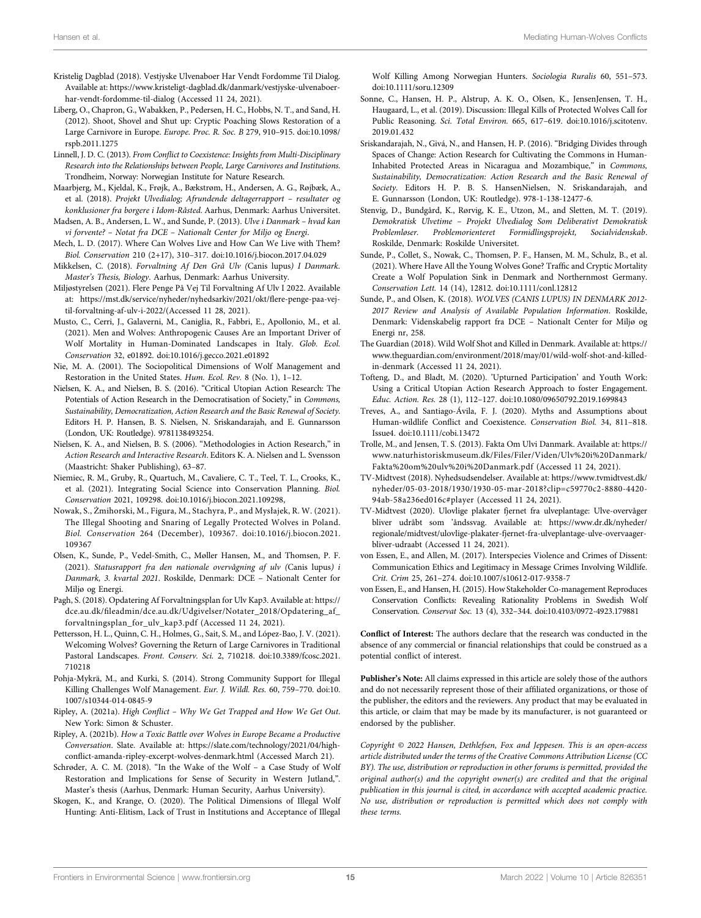Kristelig Dagblad (2018). Vestjyske Ulvenaboer Har Vendt Fordomme Til Dialog. Available at: https://www.kristeligt-dagblad.dk/danmark/vestjyske-ulvenaboer-har-vendt-fordomme-til-dialog (Accessed 11 24, 2021).

Liberg, O., Chapron, G., Wabakken, P., Pedersen, H. C., Hobbs, N. T., and Sand, H. (2012). Shoot, Shovel and Shut up: Cryptic Poaching Slows Restoration of a Large Carnivore in Europe. *Europe. Proc. R. Soc. B* 279, 910–915. doi:10.1098/rspb.2011.1275

Linnell, J. D. C. (2013). *From Conflict to Coexistence: Insights from Multi-Disciplinary Research into the Relationships between People, Large Carnivores and Institutions*. Trondheim, Norway: Norwegian Institute for Nature Research.

Maarbjerg, M., Kjeldal, K., Frøjk, A., Bækstrøm, H., Andersen, A. G., Røjbæk, A., et al. (2018). *Projekt Ulvedialog; Afrundende deltagerrapport – resultater og konklusioner fra borgere i Idom-Råsted*. Aarhus, Danmark: Aarhus Universitet.

Madsen, A. B., Andersen, L. W., and Sunde, P. (2013). *Ulve i Danmark – hvad kan vi forvente? – Notat fra DCE – Nationalt Center for Miljø og Energi*.

Mech, L. D. (2017). Where Can Wolves Live and How Can We Live with Them? *Biol. Conservation* 210 (2+17), 310–317. doi:10.1016/j.biocon.2017.04.029

Mikkelsen, C. (2018). *Forvaltning Af Den Grå Ulv (*Canis lupus*) I Danmark*. Master's Thesis, Biology. Aarhus, Danmark: Aarhus University.

Miljøstyrelsen (2021). Flere Penge På Vej Til Forvaltning Af Ulv I 2022. Available at: https://mst.dk/service/nyheder/nyhedsarkiv/2021/okt/flere-penge-paa-vej-til-forvaltning-af-ulv-i-2022/(Accessed 11 28, 2021).

Musto, C., Cerri, J., Galaverni, M., Caniglia, R., Fabbri, E., Apollonio, M., et al. (2021). Men and Wolves: Anthropogenic Causes Are an Important Driver of Wolf Mortality in Human-Dominated Landscapes in Italy. *Glob. Ecol. Conservation* 32, e01892. doi:10.1016/j.gecco.2021.e01892

Nie, M. A. (2001). The Sociopolitical Dimensions of Wolf Management and Restoration in the United States. *Hum. Ecol. Rev.* 8 (No. 1), 1–12.

Nielsen, K. A., and Nielsen, B. S. (2016). "Critical Utopian Action Research: The Potentials of Action Research in the Democratisation of Society," in *Commons, Sustainability, Democratization, Action Research and the Basic Renewal of Society*. Editors H. P. Hansen, B. S. Nielsen, N. Sriskandarajah, and E. Gunnarsson (London, UK: Routledge). 9781138493254.

Nielsen, K. A., and Nielsen, B. S. (2006). "Methodologies in Action Research," in *Action Research and Interactive Research*. Editors K. A. Nielsen and L. Svensson (Maastricht: Shaker Publishing), 63–87.

Niemiec, R. M., Gruby, R., Quartuch, M., Cavaliere, C. T., Teel, T. L., Crooks, K., et al. (2021). Integrating Social Science into Conservation Planning. *Biol. Conservation* 2021, 109298. doi:10.1016/j.biocon.2021.109298,

Nowak, S., Żmihorski, M., Figura, M., Stachyra, P., and Mysłajek, R. W. (2021). The Illegal Shooting and Snaring of Legally Protected Wolves in Poland. *Biol. Conservation* 264 (December), 109367. doi:10.1016/j.biocon.2021.109367

Olsen, K., Sunde, P., Vedel-Smith, C., Møller Hansen, M., and Thomsen, P. F. (2021). *Statusrapport fra den nationale overvågning af ulv (*Canis lupus*) i Danmark, 3. kvartal 2021*. Roskilde, Denmark: DCE – Nationalt Center for Miljø og Energi.

Pagh, S. (2018). Opdatering Af Forvaltningsplan for Ulv Kap3. Available at: https://dce.au.dk/fileadmin/dce.au.dk/Udgivelser/Notater_2018/Opdatering_af_forvaltningsplan_for_ulv_kap3.pdf (Accessed 11 24, 2021).

Pettersson, H. L., Quinn, C. H., Holmes, G., Sait, S. M., and López-Bao, J. V. (2021). Welcoming Wolves? Governing the Return of Large Carnivores in Traditional Pastoral Landscapes. *Front. Conserv. Sci.* 2, 710218. doi:10.3389/fcosc.2021.710218

Pohja-Mykrä, M., and Kurki, S. (2014). Strong Community Support for Illegal Killing Challenges Wolf Management. *Eur. J. Wildl. Res.* 60, 759–770. doi:10.1007/s10344-014-0845-9

Ripley, A. (2021a). *High Conflict – Why We Get Trapped and How We Get Out*. New York: Simon & Schuster.

Ripley, A. (2021b). *How a Toxic Battle over Wolves in Europe Became a Productive Conversation*. Slate. Available at: https://slate.com/technology/2021/04/high-conflict-amanda-ripley-excerpt-wolves-denmark.html (Accessed March 21).

Schrøder, A. C. M. (2018). "In the Wake of the Wolf – a Case Study of Wolf Restoration and Implications for Sense of Security in Western Jutland,". Master's thesis (Aarhus, Denmark: Human Security, Aarhus University).

Skogen, K., and Krange, O. (2020). The Political Dimensions of Illegal Wolf Hunting: Anti-Elitism, Lack of Trust in Institutions and Acceptance of Illegal Wolf Killing Among Norwegian Hunters. *Sociologia Ruralis* 60, 551–573. doi:10.1111/soru.12309

Sonne, C., Hansen, H. P., Alstrup, A. K. O., Olsen, K., JensenJensen, T. H., Haugaard, L., et al. (2019). Discussion: Illegal Kills of Protected Wolves Call for Public Reasoning. *Sci. Total Environ.* 665, 617–619. doi:10.1016/j.scitotenv.2019.01.432

Sriskandarajah, N., Givá, N., and Hansen, H. P. (2016). "Bridging Divides through Spaces of Change: Action Research for Cultivating the Commons in Human-Inhabited Protected Areas in Nicaragua and Mozambique," in *Commons, Sustainability, Democratization: Action Research and the Basic Renewal of Society*. Editors H. P. B. S. HansenNielsen, N. Sriskandarajah, and E. Gunnarsson (London, UK: Routledge). 978-1-138-12477-6.

Stenvig, D., Bundgård, K., Rørvig, K. E., Utzon, M., and Sletten, M. T. (2019). *Demokratisk Ulvetime – Projekt Ulvedialog Som Deliberativt Demokratisk Problemløser. Problemorienteret Formidlingsprojekt, Socialvidenskab*. Roskilde, Denmark: Roskilde Universitet.

Sunde, P., Collet, S., Nowak, C., Thomsen, P. F., Hansen, M. M., Schulz, B., et al. (2021). Where Have All the Young Wolves Gone? Traffic and Cryptic Mortality Create a Wolf Population Sink in Denmark and Northernmost Germany. *Conservation Lett.* 14 (14), 12812. doi:10.1111/conl.12812

Sunde, P., and Olsen, K. (2018). *WOLVES (CANIS LUPUS) IN DENMARK 2012-2017 Review and Analysis of Available Population Information*. Roskilde, Denmark: Videnskabelig rapport fra DCE – Nationalt Center for Miljø og Energi nr, 258.

The Guardian (2018). Wild Wolf Shot and Killed in Denmark. Available at: https://www.theguardian.com/environment/2018/may/01/wild-wolf-shot-and-killed-in-denmark (Accessed 11 24, 2021).

Tofteng, D., and Bladt, M. (2020). 'Upturned Participation' and Youth Work: Using a Critical Utopian Action Research Approach to foster Engagement. *Educ. Action. Res.* 28 (1), 112–127. doi:10.1080/09650792.2019.1699843

Treves, A., and Santiago-Ávila, F. J. (2020). Myths and Assumptions about Human-wildlife Conflict and Coexistence. *Conservation Biol.* 34, 811–818. Issue4. doi:10.1111/cobi.13472

Trolle, M., and Jensen, T. S. (2013). Fakta Om Ulvi Danmark. Available at: https://www.naturhistoriskmuseum.dk/Files/Filer/Viden/Ulv%20i%20Danmark/Fakta%20om%20ulv%20i%20Danmark.pdf (Accessed 11 24, 2021).

TV-Midtvest (2018). Nyhedsudsendelser. Available at: https://www.tvmidtvest.dk/nyheder/05-03-2018/1930/1930-05-mar-2018?clip=c59770c2-8880-4420-94ab-58a236ed016c#player (Accessed 11 24, 2021).

TV-Midtvest (2020). Ulovlige plakater fjernet fra ulveplantage: Ulve-overvåger bliver udråbt som 'åndssvag. Available at: https://www.dr.dk/nyheder/regionale/midtvest/ulovlige-plakater-fjernet-fra-ulveplantage-ulve-overvaager-bliver-udraabt (Accessed 11 24, 2021).

von Essen, E., and Allen, M. (2017). Interspecies Violence and Crimes of Dissent: Communication Ethics and Legitimacy in Message Crimes Involving Wildlife. *Crit. Crim* 25, 261–274. doi:10.1007/s10612-017-9358-7

von Essen, E., and Hansen, H. (2015). How Stakeholder Co-management Reproduces Conservation Conflicts: Revealing Rationality Problems in Swedish Wolf Conservation. *Conservat Soc.* 13 (4), 332–344. doi:10.4103/0972-4923.179881

**Conflict of Interest:** The authors declare that the research was conducted in the absence of any commercial or financial relationships that could be construed as a potential conflict of interest.

**Publisher's Note:** All claims expressed in this article are solely those of the authors and do not necessarily represent those of their affiliated organizations, or those of the publisher, the editors and the reviewers. Any product that may be evaluated in this article, or claim that may be made by its manufacturer, is not guaranteed or endorsed by the publisher.

*Copyright © 2022 Hansen, Dethlefsen, Fox and Jeppesen. This is an open-access article distributed under the terms of the Creative Commons Attribution License (CC BY). The use, distribution or reproduction in other forums is permitted, provided the original author(s) and the copyright owner(s) are credited and that the original publication in this journal is cited, in accordance with accepted academic practice. No use, distribution or reproduction is permitted which does not comply with these terms.*